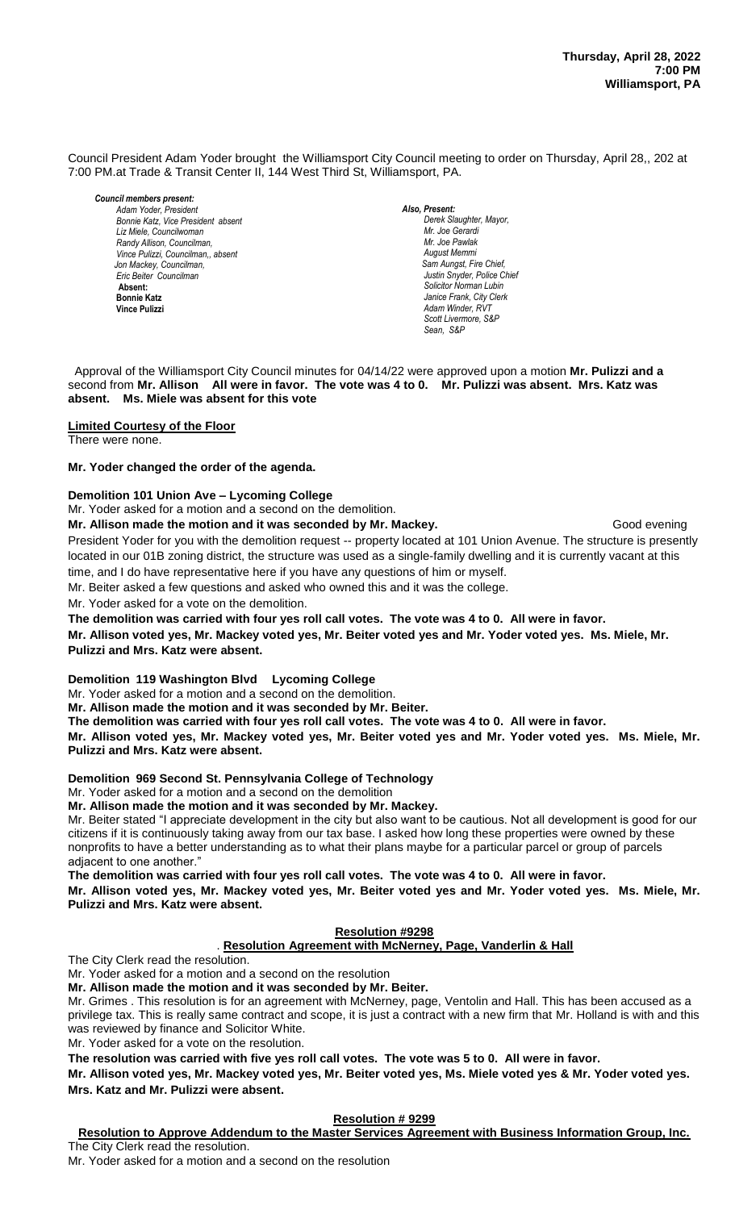**Thursday, April 28, 2022**
**7:00 PM**
**Williamsport, PA**

Council President Adam Yoder brought the Williamsport City Council meeting to order on Thursday, April 28,, 202 at 7:00 PM.at Trade & Transit Center II, 144 West Third St, Williamsport, PA.

***Council members present:***
*Adam Yoder, President*
*Bonnie Katz, Vice President absent*
*Liz Miele, Councilwoman*
*Randy Allison, Councilman,*
*Vince Pulizzi, Councilman,, absent*
*Jon Mackey, Councilman,*
*Eric Beiter Councilman*
**Absent:**
**Bonnie Katz**
**Vince Pulizzi**

***Also, Present:***
*Derek Slaughter, Mayor,*
*Mr. Joe Gerardi*
*Mr. Joe Pawlak*
*August Memmi*
*Sam Aungst, Fire Chief,*
*Justin Snyder, Police Chief*
*Solicitor Norman Lubin*
*Janice Frank, City Clerk*
*Adam Winder, RVT*
*Scott Livermore, S&P*
*Sean, S&P*

Approval of the Williamsport City Council minutes for 04/14/22 were approved upon a motion **Mr. Pulizzi and a** second from **Mr. Allison All were in favor. The vote was 4 to 0. Mr. Pulizzi was absent. Mrs. Katz was absent. Ms. Miele was absent for this vote**

**Limited Courtesy of the Floor**

There were none.

**Mr. Yoder changed the order of the agenda.**

**Demolition 101 Union Ave – Lycoming College**

Mr. Yoder asked for a motion and a second on the demolition.

**Mr. Allison made the motion and it was seconded by Mr. Mackey.** Good evening President Yoder for you with the demolition request -- property located at 101 Union Avenue. The structure is presently located in our 01B zoning district, the structure was used as a single-family dwelling and it is currently vacant at this time, and I do have representative here if you have any questions of him or myself.

Mr. Beiter asked a few questions and asked who owned this and it was the college.

Mr. Yoder asked for a vote on the demolition.

**The demolition was carried with four yes roll call votes. The vote was 4 to 0. All were in favor.**

**Mr. Allison voted yes, Mr. Mackey voted yes, Mr. Beiter voted yes and Mr. Yoder voted yes. Ms. Miele, Mr. Pulizzi and Mrs. Katz were absent.**

**Demolition 119 Washington Blvd Lycoming College**

Mr. Yoder asked for a motion and a second on the demolition.

**Mr. Allison made the motion and it was seconded by Mr. Beiter.**

**The demolition was carried with four yes roll call votes. The vote was 4 to 0. All were in favor.**

**Mr. Allison voted yes, Mr. Mackey voted yes, Mr. Beiter voted yes and Mr. Yoder voted yes. Ms. Miele, Mr. Pulizzi and Mrs. Katz were absent.**

**Demolition 969 Second St. Pennsylvania College of Technology**

Mr. Yoder asked for a motion and a second on the demolition

**Mr. Allison made the motion and it was seconded by Mr. Mackey.**

Mr. Beiter stated "I appreciate development in the city but also want to be cautious. Not all development is good for our citizens if it is continuously taking away from our tax base. I asked how long these properties were owned by these nonprofits to have a better understanding as to what their plans maybe for a particular parcel or group of parcels adjacent to one another."

**The demolition was carried with four yes roll call votes. The vote was 4 to 0. All were in favor.**

**Mr. Allison voted yes, Mr. Mackey voted yes, Mr. Beiter voted yes and Mr. Yoder voted yes. Ms. Miele, Mr. Pulizzi and Mrs. Katz were absent.**

**Resolution #9298**

. **Resolution Agreement with McNerney, Page, Vanderlin & Hall**

The City Clerk read the resolution.

Mr. Yoder asked for a motion and a second on the resolution

**Mr. Allison made the motion and it was seconded by Mr. Beiter.**

Mr. Grimes . This resolution is for an agreement with McNerney, page, Ventolin and Hall. This has been accused as a privilege tax. This is really same contract and scope, it is just a contract with a new firm that Mr. Holland is with and this was reviewed by finance and Solicitor White.

Mr. Yoder asked for a vote on the resolution.

**The resolution was carried with five yes roll call votes. The vote was 5 to 0. All were in favor.**

**Mr. Allison voted yes, Mr. Mackey voted yes, Mr. Beiter voted yes, Ms. Miele voted yes & Mr. Yoder voted yes. Mrs. Katz and Mr. Pulizzi were absent.**

**Resolution # 9299**

**Resolution to Approve Addendum to the Master Services Agreement with Business Information Group, Inc.**

The City Clerk read the resolution.

Mr. Yoder asked for a motion and a second on the resolution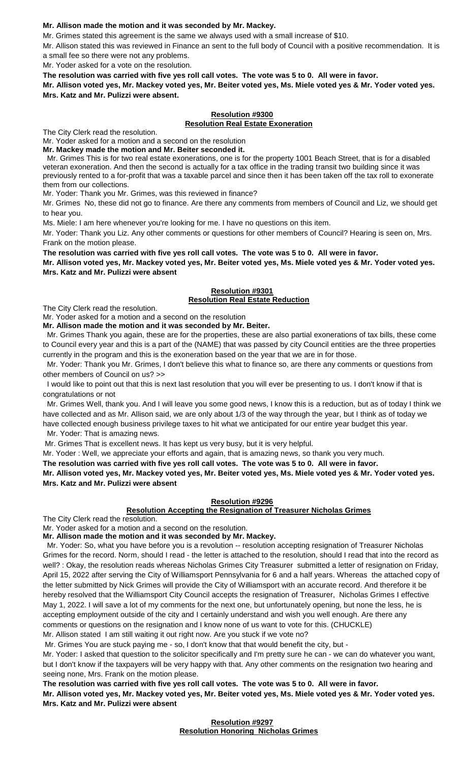**Mr. Allison made the motion and it was seconded by Mr. Mackey.**

Mr. Grimes stated this agreement is the same we always used with a small increase of $10.

Mr. Allison stated this was reviewed in Finance an sent to the full body of Council with a positive recommendation. It is a small fee so there were not any problems.

Mr. Yoder asked for a vote on the resolution.

**The resolution was carried with five yes roll call votes. The vote was 5 to 0. All were in favor.**

**Mr. Allison voted yes, Mr. Mackey voted yes, Mr. Beiter voted yes, Ms. Miele voted yes & Mr. Yoder voted yes. Mrs. Katz and Mr. Pulizzi were absent.**

**Resolution #9300**
**Resolution Real Estate Exoneration**

The City Clerk read the resolution.

Mr. Yoder asked for a motion and a second on the resolution

**Mr. Mackey made the motion and Mr. Beiter seconded it.**

Mr. Grimes This is for two real estate exonerations, one is for the property 1001 Beach Street, that is for a disabled veteran exoneration. And then the second is actually for a tax office in the trading transit two building since it was previously rented to a for-profit that was a taxable parcel and since then it has been taken off the tax roll to exonerate them from our collections.

Mr. Yoder: Thank you Mr. Grimes, was this reviewed in finance?

Mr. Grimes No, these did not go to finance. Are there any comments from members of Council and Liz, we should get to hear you.

Ms. Miele: I am here whenever you're looking for me. I have no questions on this item.

Mr. Yoder: Thank you Liz. Any other comments or questions for other members of Council? Hearing is seen on, Mrs. Frank on the motion please.

**The resolution was carried with five yes roll call votes. The vote was 5 to 0. All were in favor.**

**Mr. Allison voted yes, Mr. Mackey voted yes, Mr. Beiter voted yes, Ms. Miele voted yes & Mr. Yoder voted yes. Mrs. Katz and Mr. Pulizzi were absent**

**Resolution #9301**
**Resolution Real Estate Reduction**

The City Clerk read the resolution.

Mr. Yoder asked for a motion and a second on the resolution

**Mr. Allison made the motion and it was seconded by Mr. Beiter.**

Mr. Grimes Thank you again, these are for the properties, these are also partial exonerations of tax bills, these come to Council every year and this is a part of the (NAME) that was passed by city Council entities are the three properties currently in the program and this is the exoneration based on the year that we are in for those.

Mr. Yoder: Thank you Mr. Grimes, I don't believe this what to finance so, are there any comments or questions from other members of Council on us? >>

I would like to point out that this is next last resolution that you will ever be presenting to us. I don't know if that is congratulations or not

Mr. Grimes Well, thank you. And I will leave you some good news, I know this is a reduction, but as of today I think we have collected and as Mr. Allison said, we are only about 1/3 of the way through the year, but I think as of today we have collected enough business privilege taxes to hit what we anticipated for our entire year budget this year.

Mr. Yoder: That is amazing news.

Mr. Grimes That is excellent news. It has kept us very busy, but it is very helpful.

Mr. Yoder : Well, we appreciate your efforts and again, that is amazing news, so thank you very much.

**The resolution was carried with five yes roll call votes. The vote was 5 to 0. All were in favor.**

**Mr. Allison voted yes, Mr. Mackey voted yes, Mr. Beiter voted yes, Ms. Miele voted yes & Mr. Yoder voted yes. Mrs. Katz and Mr. Pulizzi were absent**

**Resolution #9296**
**Resolution Accepting the Resignation of Treasurer Nicholas Grimes**

The City Clerk read the resolution.

Mr. Yoder asked for a motion and a second on the resolution.

**Mr. Allison made the motion and it was seconded by Mr. Mackey.**

Mr. Yoder: So, what you have before you is a revolution -- resolution accepting resignation of Treasurer Nicholas Grimes for the record. Norm, should I read - the letter is attached to the resolution, should I read that into the record as well? : Okay, the resolution reads whereas Nicholas Grimes City Treasurer submitted a letter of resignation on Friday, April 15, 2022 after serving the City of Williamsport Pennsylvania for 6 and a half years. Whereas the attached copy of the letter submitted by Nick Grimes will provide the City of Williamsport with an accurate record. And therefore it be hereby resolved that the Williamsport City Council accepts the resignation of Treasurer, Nicholas Grimes I effective May 1, 2022. I will save a lot of my comments for the next one, but unfortunately opening, but none the less, he is accepting employment outside of the city and I certainly understand and wish you well enough. Are there any comments or questions on the resignation and I know none of us want to vote for this. (CHUCKLE)

Mr. Allison stated I am still waiting it out right now. Are you stuck if we vote no?

Mr. Grimes You are stuck paying me - so, I don't know that that would benefit the city, but -

Mr. Yoder: I asked that question to the solicitor specifically and I'm pretty sure he can - we can do whatever you want, but I don't know if the taxpayers will be very happy with that. Any other comments on the resignation two hearing and seeing none, Mrs. Frank on the motion please.

**The resolution was carried with five yes roll call votes. The vote was 5 to 0. All were in favor.**

**Mr. Allison voted yes, Mr. Mackey voted yes, Mr. Beiter voted yes, Ms. Miele voted yes & Mr. Yoder voted yes. Mrs. Katz and Mr. Pulizzi were absent**

**Resolution #9297**
**Resolution Honoring Nicholas Grimes**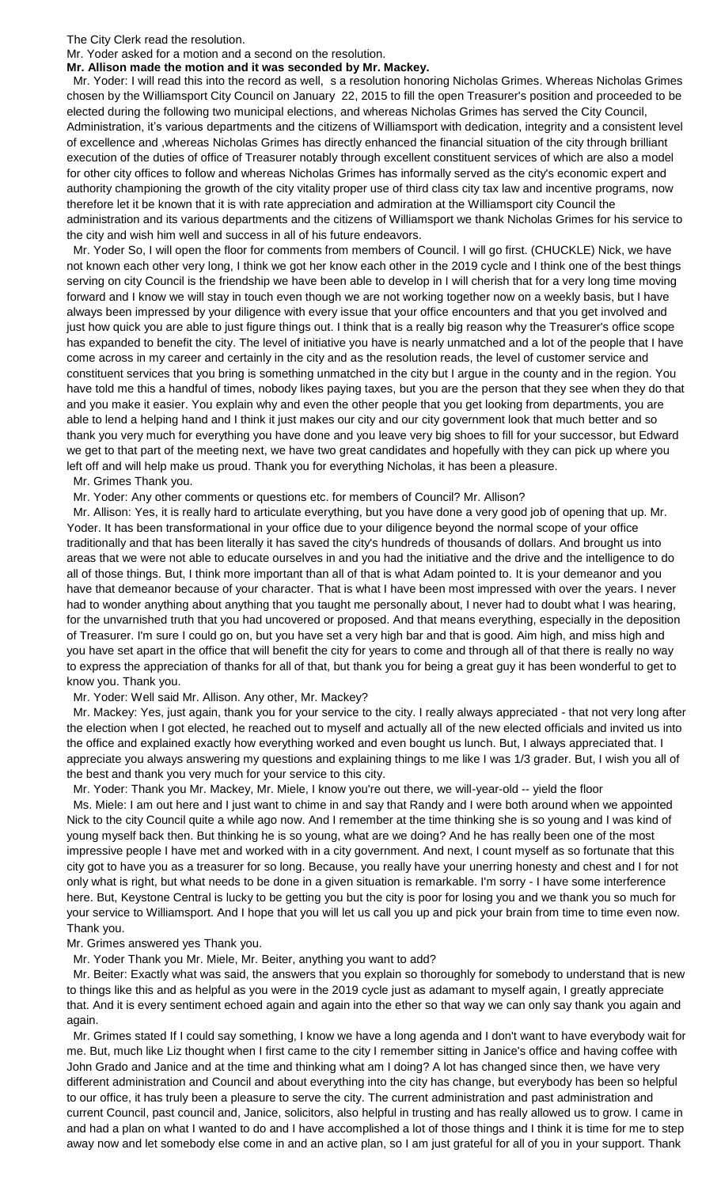The City Clerk read the resolution.

Mr. Yoder asked for a motion and a second on the resolution.

**Mr. Allison made the motion and it was seconded by Mr. Mackey.**

Mr. Yoder: I will read this into the record as well, s a resolution honoring Nicholas Grimes. Whereas Nicholas Grimes chosen by the Williamsport City Council on January 22, 2015 to fill the open Treasurer's position and proceeded to be elected during the following two municipal elections, and whereas Nicholas Grimes has served the City Council, Administration, it's various departments and the citizens of Williamsport with dedication, integrity and a consistent level of excellence and ,whereas Nicholas Grimes has directly enhanced the financial situation of the city through brilliant execution of the duties of office of Treasurer notably through excellent constituent services of which are also a model for other city offices to follow and whereas Nicholas Grimes has informally served as the city's economic expert and authority championing the growth of the city vitality proper use of third class city tax law and incentive programs, now therefore let it be known that it is with rate appreciation and admiration at the Williamsport city Council the administration and its various departments and the citizens of Williamsport we thank Nicholas Grimes for his service to the city and wish him well and success in all of his future endeavors.

Mr. Yoder So, I will open the floor for comments from members of Council. I will go first. (CHUCKLE) Nick, we have not known each other very long, I think we got her know each other in the 2019 cycle and I think one of the best things serving on city Council is the friendship we have been able to develop in I will cherish that for a very long time moving forward and I know we will stay in touch even though we are not working together now on a weekly basis, but I have always been impressed by your diligence with every issue that your office encounters and that you get involved and just how quick you are able to just figure things out. I think that is a really big reason why the Treasurer's office scope has expanded to benefit the city. The level of initiative you have is nearly unmatched and a lot of the people that I have come across in my career and certainly in the city and as the resolution reads, the level of customer service and constituent services that you bring is something unmatched in the city but I argue in the county and in the region. You have told me this a handful of times, nobody likes paying taxes, but you are the person that they see when they do that and you make it easier. You explain why and even the other people that you get looking from departments, you are able to lend a helping hand and I think it just makes our city and our city government look that much better and so thank you very much for everything you have done and you leave very big shoes to fill for your successor, but Edward we get to that part of the meeting next, we have two great candidates and hopefully with they can pick up where you left off and will help make us proud. Thank you for everything Nicholas, it has been a pleasure.

Mr. Grimes Thank you.

Mr. Yoder: Any other comments or questions etc. for members of Council? Mr. Allison?

Mr. Allison: Yes, it is really hard to articulate everything, but you have done a very good job of opening that up. Mr. Yoder. It has been transformational in your office due to your diligence beyond the normal scope of your office traditionally and that has been literally it has saved the city's hundreds of thousands of dollars. And brought us into areas that we were not able to educate ourselves in and you had the initiative and the drive and the intelligence to do all of those things. But, I think more important than all of that is what Adam pointed to. It is your demeanor and you have that demeanor because of your character. That is what I have been most impressed with over the years. I never had to wonder anything about anything that you taught me personally about, I never had to doubt what I was hearing, for the unvarnished truth that you had uncovered or proposed. And that means everything, especially in the deposition of Treasurer. I'm sure I could go on, but you have set a very high bar and that is good. Aim high, and miss high and you have set apart in the office that will benefit the city for years to come and through all of that there is really no way to express the appreciation of thanks for all of that, but thank you for being a great guy it has been wonderful to get to know you. Thank you.

Mr. Yoder: Well said Mr. Allison. Any other, Mr. Mackey?

Mr. Mackey: Yes, just again, thank you for your service to the city. I really always appreciated - that not very long after the election when I got elected, he reached out to myself and actually all of the new elected officials and invited us into the office and explained exactly how everything worked and even bought us lunch. But, I always appreciated that. I appreciate you always answering my questions and explaining things to me like I was 1/3 grader. But, I wish you all of the best and thank you very much for your service to this city.

Mr. Yoder: Thank you Mr. Mackey, Mr. Miele, I know you're out there, we will-year-old -- yield the floor

Ms. Miele: I am out here and I just want to chime in and say that Randy and I were both around when we appointed Nick to the city Council quite a while ago now. And I remember at the time thinking she is so young and I was kind of young myself back then. But thinking he is so young, what are we doing? And he has really been one of the most impressive people I have met and worked with in a city government. And next, I count myself as so fortunate that this city got to have you as a treasurer for so long. Because, you really have your unerring honesty and chest and I for not only what is right, but what needs to be done in a given situation is remarkable. I'm sorry - I have some interference here. But, Keystone Central is lucky to be getting you but the city is poor for losing you and we thank you so much for your service to Williamsport. And I hope that you will let us call you up and pick your brain from time to time even now. Thank you.

Mr. Grimes answered yes Thank you.

Mr. Yoder Thank you Mr. Miele, Mr. Beiter, anything you want to add?

Mr. Beiter: Exactly what was said, the answers that you explain so thoroughly for somebody to understand that is new to things like this and as helpful as you were in the 2019 cycle just as adamant to myself again, I greatly appreciate that. And it is every sentiment echoed again and again into the ether so that way we can only say thank you again and again.

Mr. Grimes stated If I could say something, I know we have a long agenda and I don't want to have everybody wait for me. But, much like Liz thought when I first came to the city I remember sitting in Janice's office and having coffee with John Grado and Janice and at the time and thinking what am I doing? A lot has changed since then, we have very different administration and Council and about everything into the city has change, but everybody has been so helpful to our office, it has truly been a pleasure to serve the city. The current administration and past administration and current Council, past council and, Janice, solicitors, also helpful in trusting and has really allowed us to grow. I came in and had a plan on what I wanted to do and I have accomplished a lot of those things and I think it is time for me to step away now and let somebody else come in and an active plan, so I am just grateful for all of you in your support. Thank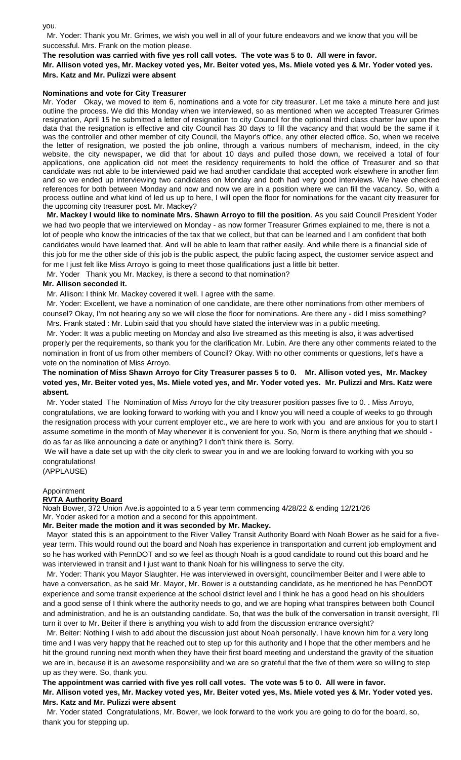you.

Mr. Yoder: Thank you Mr. Grimes, we wish you well in all of your future endeavors and we know that you will be successful. Mrs. Frank on the motion please.

**The resolution was carried with five yes roll call votes. The vote was 5 to 0. All were in favor.**
**Mr. Allison voted yes, Mr. Mackey voted yes, Mr. Beiter voted yes, Ms. Miele voted yes & Mr. Yoder voted yes. Mrs. Katz and Mr. Pulizzi were absent**

**Nominations and vote for City Treasurer**

Mr. Yoder Okay, we moved to item 6, nominations and a vote for city treasurer. Let me take a minute here and just outline the process. We did this Monday when we interviewed, so as mentioned when we accepted Treasurer Grimes resignation, April 15 he submitted a letter of resignation to city Council for the optional third class charter law upon the data that the resignation is effective and city Council has 30 days to fill the vacancy and that would be the same if it was the controller and other member of city Council, the Mayor's office, any other elected office. So, when we receive the letter of resignation, we posted the job online, through a various numbers of mechanism, indeed, in the city website, the city newspaper, we did that for about 10 days and pulled those down, we received a total of four applications, one application did not meet the residency requirements to hold the office of Treasurer and so that candidate was not able to be interviewed paid we had another candidate that accepted work elsewhere in another firm and so we ended up interviewing two candidates on Monday and both had very good interviews. We have checked references for both between Monday and now and now we are in a position where we can fill the vacancy. So, with a process outline and what kind of led us up to here, I will open the floor for nominations for the vacant city treasurer for the upcoming city treasurer post. Mr. Mackey?

**Mr. Mackey I would like to nominate Mrs. Shawn Arroyo to fill the position**. As you said Council President Yoder we had two people that we interviewed on Monday - as now former Treasurer Grimes explained to me, there is not a lot of people who know the intricacies of the tax that we collect, but that can be learned and I am confident that both candidates would have learned that. And will be able to learn that rather easily. And while there is a financial side of this job for me the other side of this job is the public aspect, the public facing aspect, the customer service aspect and for me I just felt like Miss Arroyo is going to meet those qualifications just a little bit better.

Mr. Yoder Thank you Mr. Mackey, is there a second to that nomination?

**Mr. Allison seconded it.**

Mr. Allison: I think Mr. Mackey covered it well. I agree with the same.

Mr. Yoder: Excellent, we have a nomination of one candidate, are there other nominations from other members of counsel? Okay, I'm not hearing any so we will close the floor for nominations. Are there any - did I miss something?

Mrs. Frank stated : Mr. Lubin said that you should have stated the interview was in a public meeting.

Mr. Yoder: It was a public meeting on Monday and also live streamed as this meeting is also, it was advertised properly per the requirements, so thank you for the clarification Mr. Lubin. Are there any other comments related to the nomination in front of us from other members of Council? Okay. With no other comments or questions, let's have a vote on the nomination of Miss Arroyo.

**The nomination of Miss Shawn Arroyo for City Treasurer passes 5 to 0. Mr. Allison voted yes, Mr. Mackey voted yes, Mr. Beiter voted yes, Ms. Miele voted yes, and Mr. Yoder voted yes. Mr. Pulizzi and Mrs. Katz were absent.**

Mr. Yoder stated The Nomination of Miss Arroyo for the city treasurer position passes five to 0. . Miss Arroyo, congratulations, we are looking forward to working with you and I know you will need a couple of weeks to go through the resignation process with your current employer etc., we are here to work with you and are anxious for you to start I assume sometime in the month of May whenever it is convenient for you. So, Norm is there anything that we should - do as far as like announcing a date or anything? I don't think there is. Sorry.

We will have a date set up with the city clerk to swear you in and we are looking forward to working with you so congratulations!

(APPLAUSE)

Appointment

**RVTA Authority Board**

Noah Bower, 372 Union Ave.is appointed to a 5 year term commencing 4/28/22 & ending 12/21/26

Mr. Yoder asked for a motion and a second for this appointment.

**Mr. Beiter made the motion and it was seconded by Mr. Mackey.**

Mayor stated this is an appointment to the River Valley Transit Authority Board with Noah Bower as he said for a five-year term. This would round out the board and Noah has experience in transportation and current job employment and so he has worked with PennDOT and so we feel as though Noah is a good candidate to round out this board and he was interviewed in transit and I just want to thank Noah for his willingness to serve the city.

Mr. Yoder: Thank you Mayor Slaughter. He was interviewed in oversight, councilmember Beiter and I were able to have a conversation, as he said Mr. Mayor, Mr. Bower is a outstanding candidate, as he mentioned he has PennDOT experience and some transit experience at the school district level and I think he has a good head on his shoulders and a good sense of I think where the authority needs to go, and we are hoping what transpires between both Council and administration, and he is an outstanding candidate. So, that was the bulk of the conversation in transit oversight, I'll turn it over to Mr. Beiter if there is anything you wish to add from the discussion entrance oversight?

Mr. Beiter: Nothing I wish to add about the discussion just about Noah personally, I have known him for a very long time and I was very happy that he reached out to step up for this authority and I hope that the other members and he hit the ground running next month when they have their first board meeting and understand the gravity of the situation we are in, because it is an awesome responsibility and we are so grateful that the five of them were so willing to step up as they were. So, thank you.

**The appointment was carried with five yes roll call votes. The vote was 5 to 0. All were in favor.**
**Mr. Allison voted yes, Mr. Mackey voted yes, Mr. Beiter voted yes, Ms. Miele voted yes & Mr. Yoder voted yes. Mrs. Katz and Mr. Pulizzi were absent**

Mr. Yoder stated Congratulations, Mr. Bower, we look forward to the work you are going to do for the board, so, thank you for stepping up.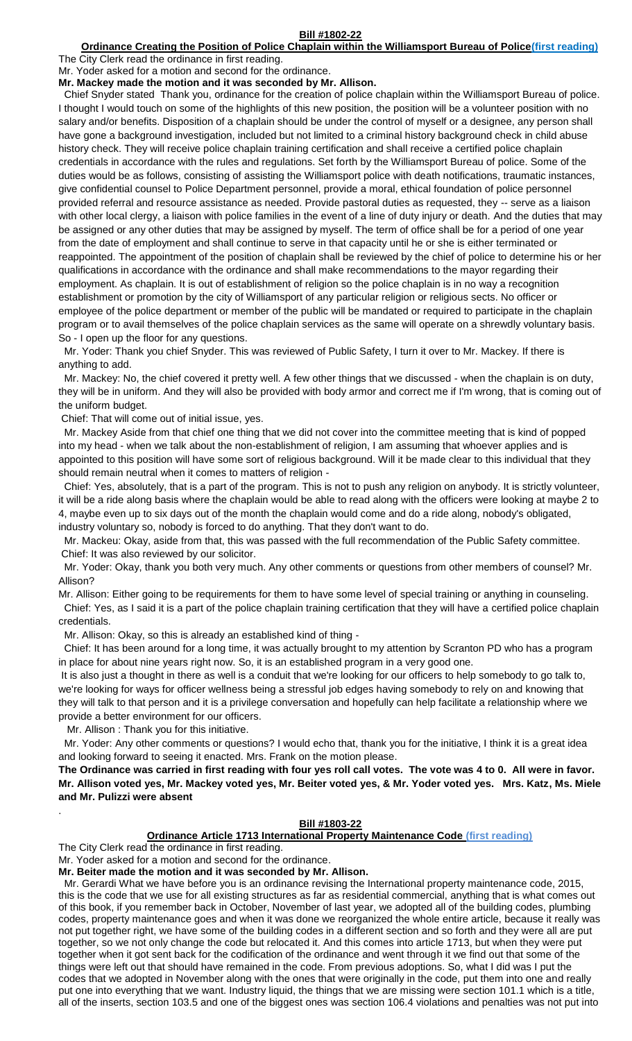**Bill #1802-22**

**Ordinance Creating the Position of Police Chaplain within the Williamsport Bureau of Police(first reading)**

The City Clerk read the ordinance in first reading.

Mr. Yoder asked for a motion and second for the ordinance.

**Mr. Mackey made the motion and it was seconded by Mr. Allison.**

Chief Snyder stated Thank you, ordinance for the creation of police chaplain within the Williamsport Bureau of police. I thought I would touch on some of the highlights of this new position, the position will be a volunteer position with no salary and/or benefits. Disposition of a chaplain should be under the control of myself or a designee, any person shall have gone a background investigation, included but not limited to a criminal history background check in child abuse history check. They will receive police chaplain training certification and shall receive a certified police chaplain credentials in accordance with the rules and regulations. Set forth by the Williamsport Bureau of police. Some of the duties would be as follows, consisting of assisting the Williamsport police with death notifications, traumatic instances, give confidential counsel to Police Department personnel, provide a moral, ethical foundation of police personnel provided referral and resource assistance as needed. Provide pastoral duties as requested, they -- serve as a liaison with other local clergy, a liaison with police families in the event of a line of duty injury or death. And the duties that may be assigned or any other duties that may be assigned by myself. The term of office shall be for a period of one year from the date of employment and shall continue to serve in that capacity until he or she is either terminated or reappointed. The appointment of the position of chaplain shall be reviewed by the chief of police to determine his or her qualifications in accordance with the ordinance and shall make recommendations to the mayor regarding their employment. As chaplain. It is out of establishment of religion so the police chaplain is in no way a recognition establishment or promotion by the city of Williamsport of any particular religion or religious sects. No officer or employee of the police department or member of the public will be mandated or required to participate in the chaplain program or to avail themselves of the police chaplain services as the same will operate on a shrewdly voluntary basis. So - I open up the floor for any questions.

Mr. Yoder: Thank you chief Snyder. This was reviewed of Public Safety, I turn it over to Mr. Mackey. If there is anything to add.

Mr. Mackey: No, the chief covered it pretty well. A few other things that we discussed - when the chaplain is on duty, they will be in uniform. And they will also be provided with body armor and correct me if I'm wrong, that is coming out of the uniform budget.

Chief: That will come out of initial issue, yes.

Mr. Mackey Aside from that chief one thing that we did not cover into the committee meeting that is kind of popped into my head - when we talk about the non-establishment of religion, I am assuming that whoever applies and is appointed to this position will have some sort of religious background. Will it be made clear to this individual that they should remain neutral when it comes to matters of religion -

Chief: Yes, absolutely, that is a part of the program. This is not to push any religion on anybody. It is strictly volunteer, it will be a ride along basis where the chaplain would be able to read along with the officers were looking at maybe 2 to 4, maybe even up to six days out of the month the chaplain would come and do a ride along, nobody's obligated, industry voluntary so, nobody is forced to do anything. That they don't want to do.

Mr. Mackeu: Okay, aside from that, this was passed with the full recommendation of the Public Safety committee.

Chief: It was also reviewed by our solicitor.

Mr. Yoder: Okay, thank you both very much. Any other comments or questions from other members of counsel? Mr. Allison?

Mr. Allison: Either going to be requirements for them to have some level of special training or anything in counseling.

Chief: Yes, as I said it is a part of the police chaplain training certification that they will have a certified police chaplain credentials.

Mr. Allison: Okay, so this is already an established kind of thing -

Chief: It has been around for a long time, it was actually brought to my attention by Scranton PD who has a program in place for about nine years right now. So, it is an established program in a very good one.

It is also just a thought in there as well is a conduit that we're looking for our officers to help somebody to go talk to, we're looking for ways for officer wellness being a stressful job edges having somebody to rely on and knowing that they will talk to that person and it is a privilege conversation and hopefully can help facilitate a relationship where we provide a better environment for our officers.

Mr. Allison : Thank you for this initiative.

Mr. Yoder: Any other comments or questions? I would echo that, thank you for the initiative, I think it is a great idea and looking forward to seeing it enacted. Mrs. Frank on the motion please.

**The Ordinance was carried in first reading with four yes roll call votes. The vote was 4 to 0. All were in favor. Mr. Allison voted yes, Mr. Mackey voted yes, Mr. Beiter voted yes, & Mr. Yoder voted yes. Mrs. Katz, Ms. Miele and Mr. Pulizzi were absent**

.

**Bill #1803-22**

**Ordinance Article 1713 International Property Maintenance Code (first reading)**

The City Clerk read the ordinance in first reading.

Mr. Yoder asked for a motion and second for the ordinance.

**Mr. Beiter made the motion and it was seconded by Mr. Allison.**

Mr. Gerardi What we have before you is an ordinance revising the International property maintenance code, 2015, this is the code that we use for all existing structures as far as residential commercial, anything that is what comes out of this book, if you remember back in October, November of last year, we adopted all of the building codes, plumbing codes, property maintenance goes and when it was done we reorganized the whole entire article, because it really was not put together right, we have some of the building codes in a different section and so forth and they were all are put together, so we not only change the code but relocated it. And this comes into article 1713, but when they were put together when it got sent back for the codification of the ordinance and went through it we find out that some of the things were left out that should have remained in the code. From previous adoptions. So, what I did was I put the codes that we adopted in November along with the ones that were originally in the code, put them into one and really put one into everything that we want. Industry liquid, the things that we are missing were section 101.1 which is a title, all of the inserts, section 103.5 and one of the biggest ones was section 106.4 violations and penalties was not put into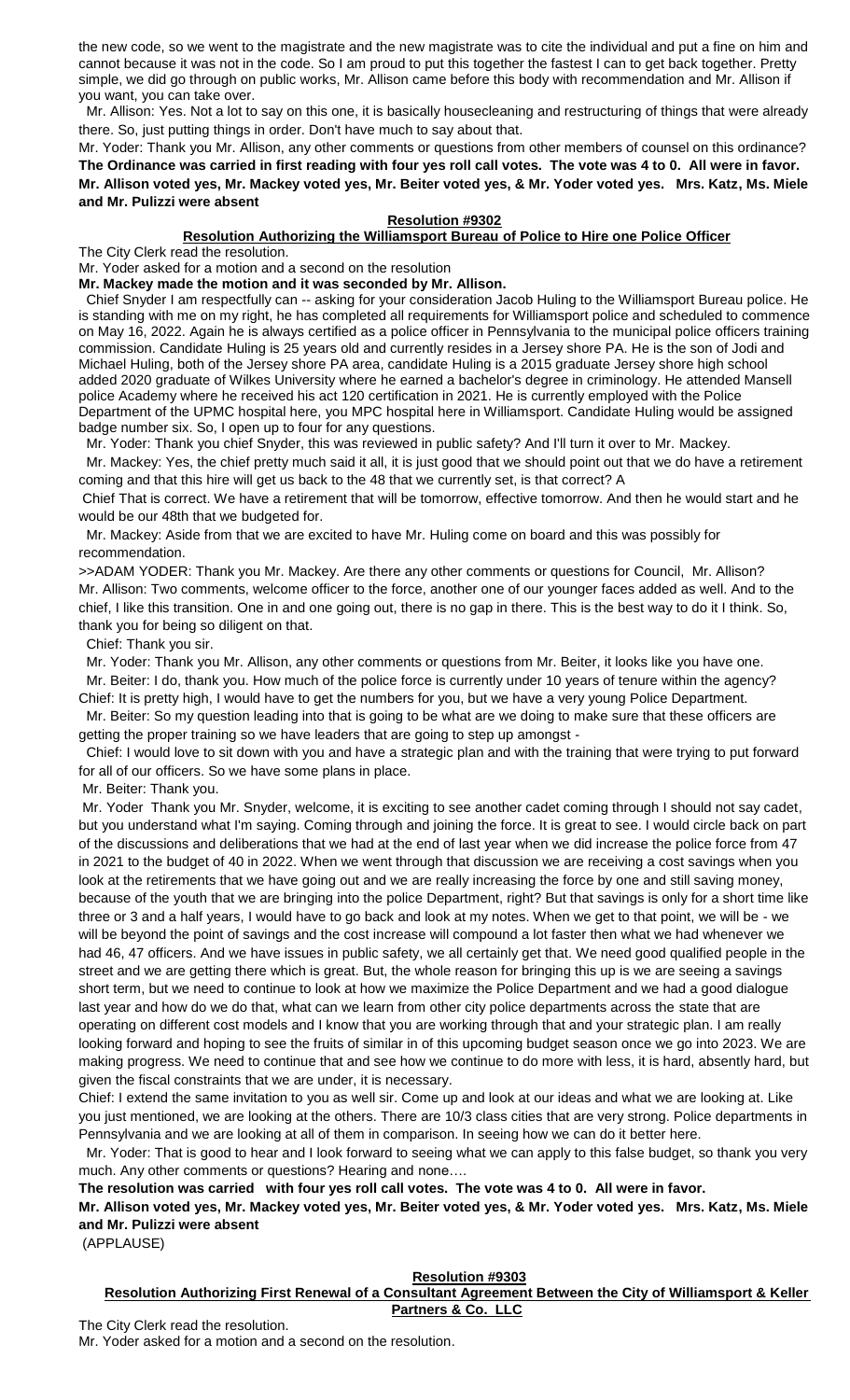the new code, so we went to the magistrate and the new magistrate was to cite the individual and put a fine on him and cannot because it was not in the code. So I am proud to put this together the fastest I can to get back together. Pretty simple, we did go through on public works, Mr. Allison came before this body with recommendation and Mr. Allison if you want, you can take over.

Mr. Allison: Yes. Not a lot to say on this one, it is basically housecleaning and restructuring of things that were already there. So, just putting things in order. Don't have much to say about that.

Mr. Yoder: Thank you Mr. Allison, any other comments or questions from other members of counsel on this ordinance?

**The Ordinance was carried in first reading with four yes roll call votes. The vote was 4 to 0. All were in favor.**
**Mr. Allison voted yes, Mr. Mackey voted yes, Mr. Beiter voted yes, & Mr. Yoder voted yes. Mrs. Katz, Ms. Miele and Mr. Pulizzi were absent**

**Resolution #9302**

**Resolution Authorizing the Williamsport Bureau of Police to Hire one Police Officer**

The City Clerk read the resolution.

Mr. Yoder asked for a motion and a second on the resolution

**Mr. Mackey made the motion and it was seconded by Mr. Allison.**

Chief Snyder I am respectfully can -- asking for your consideration Jacob Huling to the Williamsport Bureau police. He is standing with me on my right, he has completed all requirements for Williamsport police and scheduled to commence on May 16, 2022. Again he is always certified as a police officer in Pennsylvania to the municipal police officers training commission. Candidate Huling is 25 years old and currently resides in a Jersey shore PA. He is the son of Jodi and Michael Huling, both of the Jersey shore PA area, candidate Huling is a 2015 graduate Jersey shore high school added 2020 graduate of Wilkes University where he earned a bachelor's degree in criminology. He attended Mansell police Academy where he received his act 120 certification in 2021. He is currently employed with the Police Department of the UPMC hospital here, you MPC hospital here in Williamsport. Candidate Huling would be assigned badge number six. So, I open up to four for any questions.

Mr. Yoder: Thank you chief Snyder, this was reviewed in public safety? And I'll turn it over to Mr. Mackey.

Mr. Mackey: Yes, the chief pretty much said it all, it is just good that we should point out that we do have a retirement coming and that this hire will get us back to the 48 that we currently set, is that correct? A

Chief That is correct. We have a retirement that will be tomorrow, effective tomorrow. And then he would start and he would be our 48th that we budgeted for.

Mr. Mackey: Aside from that we are excited to have Mr. Huling come on board and this was possibly for recommendation.

>>ADAM YODER: Thank you Mr. Mackey. Are there any other comments or questions for Council, Mr. Allison?

Mr. Allison: Two comments, welcome officer to the force, another one of our younger faces added as well. And to the chief, I like this transition. One in and one going out, there is no gap in there. This is the best way to do it I think. So, thank you for being so diligent on that.

Chief: Thank you sir.

Mr. Yoder: Thank you Mr. Allison, any other comments or questions from Mr. Beiter, it looks like you have one.

Mr. Beiter: I do, thank you. How much of the police force is currently under 10 years of tenure within the agency?

Chief: It is pretty high, I would have to get the numbers for you, but we have a very young Police Department.

Mr. Beiter: So my question leading into that is going to be what are we doing to make sure that these officers are getting the proper training so we have leaders that are going to step up amongst -

Chief: I would love to sit down with you and have a strategic plan and with the training that were trying to put forward for all of our officers. So we have some plans in place.

Mr. Beiter: Thank you.

Mr. Yoder Thank you Mr. Snyder, welcome, it is exciting to see another cadet coming through I should not say cadet, but you understand what I'm saying. Coming through and joining the force. It is great to see. I would circle back on part of the discussions and deliberations that we had at the end of last year when we did increase the police force from 47 in 2021 to the budget of 40 in 2022. When we went through that discussion we are receiving a cost savings when you look at the retirements that we have going out and we are really increasing the force by one and still saving money, because of the youth that we are bringing into the police Department, right? But that savings is only for a short time like three or 3 and a half years, I would have to go back and look at my notes. When we get to that point, we will be - we will be beyond the point of savings and the cost increase will compound a lot faster then what we had whenever we had 46, 47 officers. And we have issues in public safety, we all certainly get that. We need good qualified people in the street and we are getting there which is great. But, the whole reason for bringing this up is we are seeing a savings short term, but we need to continue to look at how we maximize the Police Department and we had a good dialogue last year and how do we do that, what can we learn from other city police departments across the state that are operating on different cost models and I know that you are working through that and your strategic plan. I am really looking forward and hoping to see the fruits of similar in of this upcoming budget season once we go into 2023. We are making progress. We need to continue that and see how we continue to do more with less, it is hard, absently hard, but given the fiscal constraints that we are under, it is necessary.

Chief: I extend the same invitation to you as well sir. Come up and look at our ideas and what we are looking at. Like you just mentioned, we are looking at the others. There are 10/3 class cities that are very strong. Police departments in Pennsylvania and we are looking at all of them in comparison. In seeing how we can do it better here.

Mr. Yoder: That is good to hear and I look forward to seeing what we can apply to this false budget, so thank you very much. Any other comments or questions? Hearing and none….

**The resolution was carried with four yes roll call votes. The vote was 4 to 0. All were in favor.**
**Mr. Allison voted yes, Mr. Mackey voted yes, Mr. Beiter voted yes, & Mr. Yoder voted yes. Mrs. Katz, Ms. Miele and Mr. Pulizzi were absent**

(APPLAUSE)

**Resolution #9303**

**Resolution Authorizing First Renewal of a Consultant Agreement Between the City of Williamsport & Keller Partners & Co. LLC**

The City Clerk read the resolution.

Mr. Yoder asked for a motion and a second on the resolution.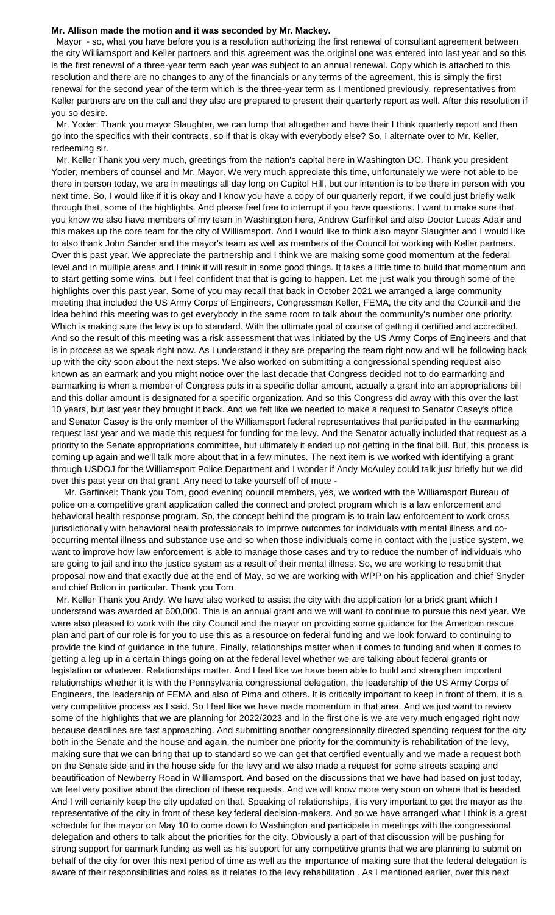**Mr. Allison made the motion and it was seconded by Mr. Mackey.**

Mayor - so, what you have before you is a resolution authorizing the first renewal of consultant agreement between the city Williamsport and Keller partners and this agreement was the original one was entered into last year and so this is the first renewal of a three-year term each year was subject to an annual renewal. Copy which is attached to this resolution and there are no changes to any of the financials or any terms of the agreement, this is simply the first renewal for the second year of the term which is the three-year term as I mentioned previously, representatives from Keller partners are on the call and they also are prepared to present their quarterly report as well. After this resolution if you so desire.

Mr. Yoder: Thank you mayor Slaughter, we can lump that altogether and have their I think quarterly report and then go into the specifics with their contracts, so if that is okay with everybody else? So, I alternate over to Mr. Keller, redeeming sir.

Mr. Keller Thank you very much, greetings from the nation's capital here in Washington DC. Thank you president Yoder, members of counsel and Mr. Mayor. We very much appreciate this time, unfortunately we were not able to be there in person today, we are in meetings all day long on Capitol Hill, but our intention is to be there in person with you next time. So, I would like if it is okay and I know you have a copy of our quarterly report, if we could just briefly walk through that, some of the highlights. And please feel free to interrupt if you have questions. I want to make sure that you know we also have members of my team in Washington here, Andrew Garfinkel and also Doctor Lucas Adair and this makes up the core team for the city of Williamsport. And I would like to think also mayor Slaughter and I would like to also thank John Sander and the mayor's team as well as members of the Council for working with Keller partners. Over this past year. We appreciate the partnership and I think we are making some good momentum at the federal level and in multiple areas and I think it will result in some good things. It takes a little time to build that momentum and to start getting some wins, but I feel confident that that is going to happen. Let me just walk you through some of the highlights over this past year. Some of you may recall that back in October 2021 we arranged a large community meeting that included the US Army Corps of Engineers, Congressman Keller, FEMA, the city and the Council and the idea behind this meeting was to get everybody in the same room to talk about the community's number one priority. Which is making sure the levy is up to standard. With the ultimate goal of course of getting it certified and accredited. And so the result of this meeting was a risk assessment that was initiated by the US Army Corps of Engineers and that is in process as we speak right now. As I understand it they are preparing the team right now and will be following back up with the city soon about the next steps. We also worked on submitting a congressional spending request also known as an earmark and you might notice over the last decade that Congress decided not to do earmarking and earmarking is when a member of Congress puts in a specific dollar amount, actually a grant into an appropriations bill and this dollar amount is designated for a specific organization. And so this Congress did away with this over the last 10 years, but last year they brought it back. And we felt like we needed to make a request to Senator Casey's office and Senator Casey is the only member of the Williamsport federal representatives that participated in the earmarking request last year and we made this request for funding for the levy. And the Senator actually included that request as a priority to the Senate appropriations committee, but ultimately it ended up not getting in the final bill. But, this process is coming up again and we'll talk more about that in a few minutes. The next item is we worked with identifying a grant through USDOJ for the Williamsport Police Department and I wonder if Andy McAuley could talk just briefly but we did over this past year on that grant. Any need to take yourself off of mute -

Mr. Garfinkel: Thank you Tom, good evening council members, yes, we worked with the Williamsport Bureau of police on a competitive grant application called the connect and protect program which is a law enforcement and behavioral health response program. So, the concept behind the program is to train law enforcement to work cross jurisdictionally with behavioral health professionals to improve outcomes for individuals with mental illness and co-occurring mental illness and substance use and so when those individuals come in contact with the justice system, we want to improve how law enforcement is able to manage those cases and try to reduce the number of individuals who are going to jail and into the justice system as a result of their mental illness. So, we are working to resubmit that proposal now and that exactly due at the end of May, so we are working with WPP on his application and chief Snyder and chief Bolton in particular. Thank you Tom.

Mr. Keller Thank you Andy. We have also worked to assist the city with the application for a brick grant which I understand was awarded at 600,000. This is an annual grant and we will want to continue to pursue this next year. We were also pleased to work with the city Council and the mayor on providing some guidance for the American rescue plan and part of our role is for you to use this as a resource on federal funding and we look forward to continuing to provide the kind of guidance in the future. Finally, relationships matter when it comes to funding and when it comes to getting a leg up in a certain things going on at the federal level whether we are talking about federal grants or legislation or whatever. Relationships matter. And I feel like we have been able to build and strengthen important relationships whether it is with the Pennsylvania congressional delegation, the leadership of the US Army Corps of Engineers, the leadership of FEMA and also of Pima and others. It is critically important to keep in front of them, it is a very competitive process as I said. So I feel like we have made momentum in that area. And we just want to review some of the highlights that we are planning for 2022/2023 and in the first one is we are very much engaged right now because deadlines are fast approaching. And submitting another congressionally directed spending request for the city both in the Senate and the house and again, the number one priority for the community is rehabilitation of the levy, making sure that we can bring that up to standard so we can get that certified eventually and we made a request both on the Senate side and in the house side for the levy and we also made a request for some streets scaping and beautification of Newberry Road in Williamsport. And based on the discussions that we have had based on just today, we feel very positive about the direction of these requests. And we will know more very soon on where that is headed. And I will certainly keep the city updated on that. Speaking of relationships, it is very important to get the mayor as the representative of the city in front of these key federal decision-makers. And so we have arranged what I think is a great schedule for the mayor on May 10 to come down to Washington and participate in meetings with the congressional delegation and others to talk about the priorities for the city. Obviously a part of that discussion will be pushing for strong support for earmark funding as well as his support for any competitive grants that we are planning to submit on behalf of the city for over this next period of time as well as the importance of making sure that the federal delegation is aware of their responsibilities and roles as it relates to the levy rehabilitation . As I mentioned earlier, over this next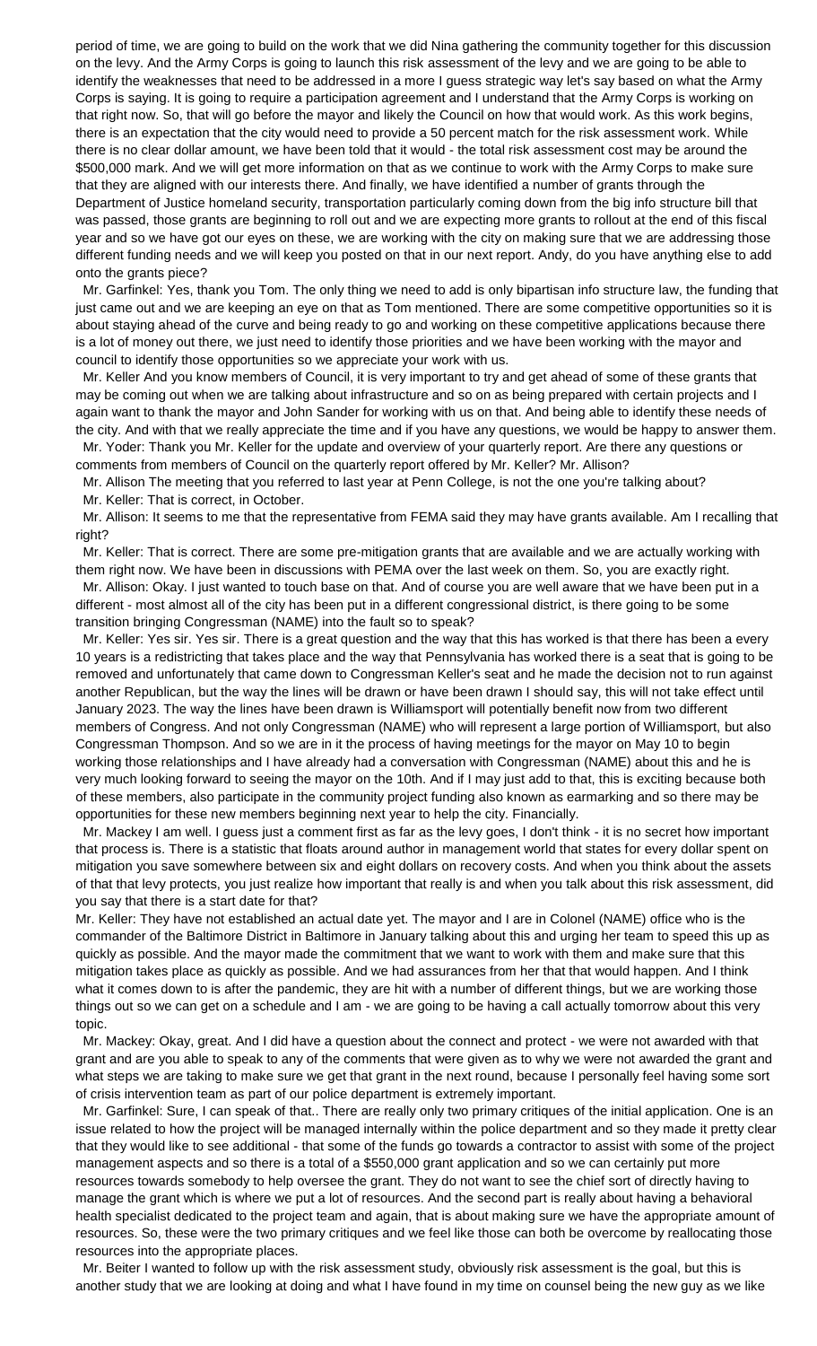period of time, we are going to build on the work that we did Nina gathering the community together for this discussion on the levy. And the Army Corps is going to launch this risk assessment of the levy and we are going to be able to identify the weaknesses that need to be addressed in a more I guess strategic way let's say based on what the Army Corps is saying. It is going to require a participation agreement and I understand that the Army Corps is working on that right now. So, that will go before the mayor and likely the Council on how that would work. As this work begins, there is an expectation that the city would need to provide a 50 percent match for the risk assessment work. While there is no clear dollar amount, we have been told that it would - the total risk assessment cost may be around the $500,000 mark. And we will get more information on that as we continue to work with the Army Corps to make sure that they are aligned with our interests there. And finally, we have identified a number of grants through the Department of Justice homeland security, transportation particularly coming down from the big info structure bill that was passed, those grants are beginning to roll out and we are expecting more grants to rollout at the end of this fiscal year and so we have got our eyes on these, we are working with the city on making sure that we are addressing those different funding needs and we will keep you posted on that in our next report. Andy, do you have anything else to add onto the grants piece?

Mr. Garfinkel: Yes, thank you Tom. The only thing we need to add is only bipartisan info structure law, the funding that just came out and we are keeping an eye on that as Tom mentioned. There are some competitive opportunities so it is about staying ahead of the curve and being ready to go and working on these competitive applications because there is a lot of money out there, we just need to identify those priorities and we have been working with the mayor and council to identify those opportunities so we appreciate your work with us.

Mr. Keller And you know members of Council, it is very important to try and get ahead of some of these grants that may be coming out when we are talking about infrastructure and so on as being prepared with certain projects and I again want to thank the mayor and John Sander for working with us on that. And being able to identify these needs of the city. And with that we really appreciate the time and if you have any questions, we would be happy to answer them.

Mr. Yoder: Thank you Mr. Keller for the update and overview of your quarterly report. Are there any questions or comments from members of Council on the quarterly report offered by Mr. Keller? Mr. Allison?

Mr. Allison The meeting that you referred to last year at Penn College, is not the one you're talking about?

Mr. Keller: That is correct, in October.

Mr. Allison: It seems to me that the representative from FEMA said they may have grants available. Am I recalling that right?

Mr. Keller: That is correct. There are some pre-mitigation grants that are available and we are actually working with them right now. We have been in discussions with PEMA over the last week on them. So, you are exactly right.

Mr. Allison: Okay. I just wanted to touch base on that. And of course you are well aware that we have been put in a different - most almost all of the city has been put in a different congressional district, is there going to be some transition bringing Congressman (NAME) into the fault so to speak?

Mr. Keller: Yes sir. Yes sir. There is a great question and the way that this has worked is that there has been a every 10 years is a redistricting that takes place and the way that Pennsylvania has worked there is a seat that is going to be removed and unfortunately that came down to Congressman Keller's seat and he made the decision not to run against another Republican, but the way the lines will be drawn or have been drawn I should say, this will not take effect until January 2023. The way the lines have been drawn is Williamsport will potentially benefit now from two different members of Congress. And not only Congressman (NAME) who will represent a large portion of Williamsport, but also Congressman Thompson. And so we are in it the process of having meetings for the mayor on May 10 to begin working those relationships and I have already had a conversation with Congressman (NAME) about this and he is very much looking forward to seeing the mayor on the 10th. And if I may just add to that, this is exciting because both of these members, also participate in the community project funding also known as earmarking and so there may be opportunities for these new members beginning next year to help the city. Financially.

Mr. Mackey I am well. I guess just a comment first as far as the levy goes, I don't think - it is no secret how important that process is. There is a statistic that floats around author in management world that states for every dollar spent on mitigation you save somewhere between six and eight dollars on recovery costs. And when you think about the assets of that that levy protects, you just realize how important that really is and when you talk about this risk assessment, did you say that there is a start date for that?

Mr. Keller: They have not established an actual date yet. The mayor and I are in Colonel (NAME) office who is the commander of the Baltimore District in Baltimore in January talking about this and urging her team to speed this up as quickly as possible. And the mayor made the commitment that we want to work with them and make sure that this mitigation takes place as quickly as possible. And we had assurances from her that that would happen. And I think what it comes down to is after the pandemic, they are hit with a number of different things, but we are working those things out so we can get on a schedule and I am - we are going to be having a call actually tomorrow about this very topic.

Mr. Mackey: Okay, great. And I did have a question about the connect and protect - we were not awarded with that grant and are you able to speak to any of the comments that were given as to why we were not awarded the grant and what steps we are taking to make sure we get that grant in the next round, because I personally feel having some sort of crisis intervention team as part of our police department is extremely important.

Mr. Garfinkel: Sure, I can speak of that.. There are really only two primary critiques of the initial application. One is an issue related to how the project will be managed internally within the police department and so they made it pretty clear that they would like to see additional - that some of the funds go towards a contractor to assist with some of the project management aspects and so there is a total of a $550,000 grant application and so we can certainly put more resources towards somebody to help oversee the grant. They do not want to see the chief sort of directly having to manage the grant which is where we put a lot of resources. And the second part is really about having a behavioral health specialist dedicated to the project team and again, that is about making sure we have the appropriate amount of resources. So, these were the two primary critiques and we feel like those can both be overcome by reallocating those resources into the appropriate places.

Mr. Beiter I wanted to follow up with the risk assessment study, obviously risk assessment is the goal, but this is another study that we are looking at doing and what I have found in my time on counsel being the new guy as we like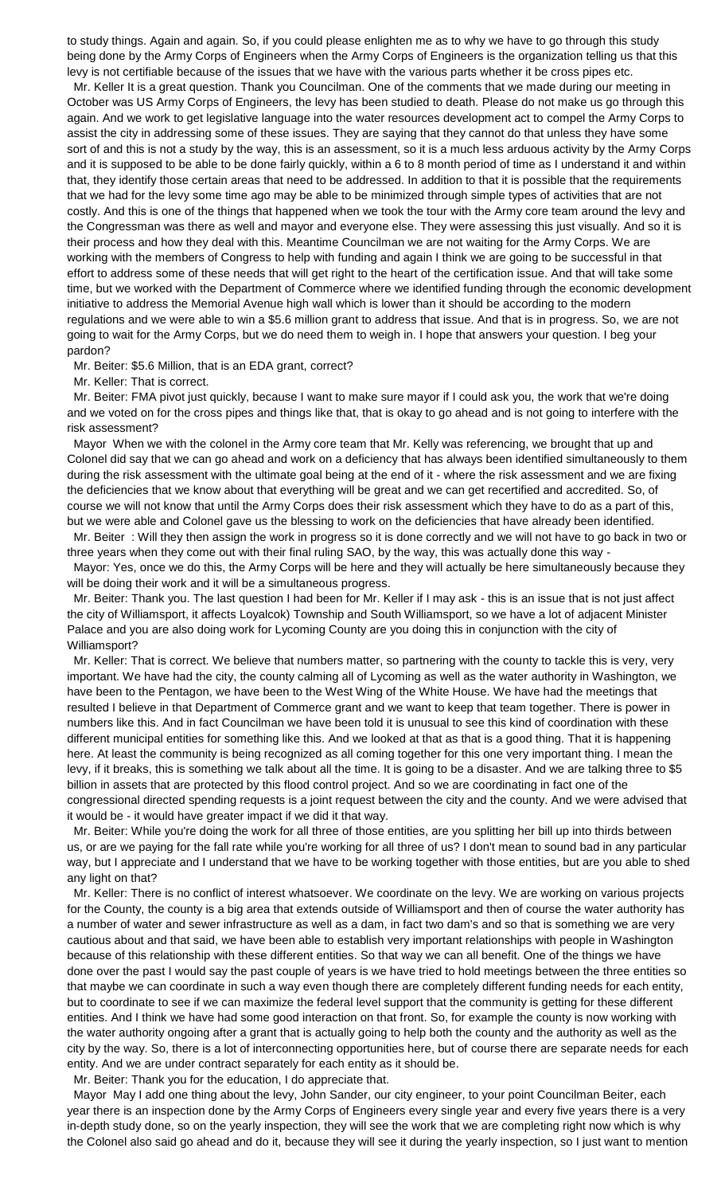to study things. Again and again. So, if you could please enlighten me as to why we have to go through this study being done by the Army Corps of Engineers when the Army Corps of Engineers is the organization telling us that this levy is not certifiable because of the issues that we have with the various parts whether it be cross pipes etc.

Mr. Keller It is a great question. Thank you Councilman. One of the comments that we made during our meeting in October was US Army Corps of Engineers, the levy has been studied to death. Please do not make us go through this again. And we work to get legislative language into the water resources development act to compel the Army Corps to assist the city in addressing some of these issues. They are saying that they cannot do that unless they have some sort of and this is not a study by the way, this is an assessment, so it is a much less arduous activity by the Army Corps and it is supposed to be able to be done fairly quickly, within a 6 to 8 month period of time as I understand it and within that, they identify those certain areas that need to be addressed. In addition to that it is possible that the requirements that we had for the levy some time ago may be able to be minimized through simple types of activities that are not costly. And this is one of the things that happened when we took the tour with the Army core team around the levy and the Congressman was there as well and mayor and everyone else. They were assessing this just visually. And so it is their process and how they deal with this. Meantime Councilman we are not waiting for the Army Corps. We are working with the members of Congress to help with funding and again I think we are going to be successful in that effort to address some of these needs that will get right to the heart of the certification issue. And that will take some time, but we worked with the Department of Commerce where we identified funding through the economic development initiative to address the Memorial Avenue high wall which is lower than it should be according to the modern regulations and we were able to win a $5.6 million grant to address that issue. And that is in progress. So, we are not going to wait for the Army Corps, but we do need them to weigh in. I hope that answers your question. I beg your pardon?

Mr. Beiter: $5.6 Million, that is an EDA grant, correct?

Mr. Keller: That is correct.

Mr. Beiter: FMA pivot just quickly, because I want to make sure mayor if I could ask you, the work that we're doing and we voted on for the cross pipes and things like that, that is okay to go ahead and is not going to interfere with the risk assessment?

Mayor When we with the colonel in the Army core team that Mr. Kelly was referencing, we brought that up and Colonel did say that we can go ahead and work on a deficiency that has always been identified simultaneously to them during the risk assessment with the ultimate goal being at the end of it - where the risk assessment and we are fixing the deficiencies that we know about that everything will be great and we can get recertified and accredited. So, of course we will not know that until the Army Corps does their risk assessment which they have to do as a part of this, but we were able and Colonel gave us the blessing to work on the deficiencies that have already been identified.

Mr. Beiter : Will they then assign the work in progress so it is done correctly and we will not have to go back in two or three years when they come out with their final ruling SAO, by the way, this was actually done this way -

Mayor: Yes, once we do this, the Army Corps will be here and they will actually be here simultaneously because they will be doing their work and it will be a simultaneous progress.

Mr. Beiter: Thank you. The last question I had been for Mr. Keller if I may ask - this is an issue that is not just affect the city of Williamsport, it affects Loyalcok) Township and South Williamsport, so we have a lot of adjacent Minister Palace and you are also doing work for Lycoming County are you doing this in conjunction with the city of Williamsport?

Mr. Keller: That is correct. We believe that numbers matter, so partnering with the county to tackle this is very, very important. We have had the city, the county calming all of Lycoming as well as the water authority in Washington, we have been to the Pentagon, we have been to the West Wing of the White House. We have had the meetings that resulted I believe in that Department of Commerce grant and we want to keep that team together. There is power in numbers like this. And in fact Councilman we have been told it is unusual to see this kind of coordination with these different municipal entities for something like this. And we looked at that as that is a good thing. That it is happening here. At least the community is being recognized as all coming together for this one very important thing. I mean the levy, if it breaks, this is something we talk about all the time. It is going to be a disaster. And we are talking three to $5 billion in assets that are protected by this flood control project. And so we are coordinating in fact one of the congressional directed spending requests is a joint request between the city and the county. And we were advised that it would be - it would have greater impact if we did it that way.

Mr. Beiter: While you're doing the work for all three of those entities, are you splitting her bill up into thirds between us, or are we paying for the fall rate while you're working for all three of us? I don't mean to sound bad in any particular way, but I appreciate and I understand that we have to be working together with those entities, but are you able to shed any light on that?

Mr. Keller: There is no conflict of interest whatsoever. We coordinate on the levy. We are working on various projects for the County, the county is a big area that extends outside of Williamsport and then of course the water authority has a number of water and sewer infrastructure as well as a dam, in fact two dam's and so that is something we are very cautious about and that said, we have been able to establish very important relationships with people in Washington because of this relationship with these different entities. So that way we can all benefit. One of the things we have done over the past I would say the past couple of years is we have tried to hold meetings between the three entities so that maybe we can coordinate in such a way even though there are completely different funding needs for each entity, but to coordinate to see if we can maximize the federal level support that the community is getting for these different entities. And I think we have had some good interaction on that front. So, for example the county is now working with the water authority ongoing after a grant that is actually going to help both the county and the authority as well as the city by the way. So, there is a lot of interconnecting opportunities here, but of course there are separate needs for each entity. And we are under contract separately for each entity as it should be.

Mr. Beiter: Thank you for the education, I do appreciate that.

Mayor May I add one thing about the levy, John Sander, our city engineer, to your point Councilman Beiter, each year there is an inspection done by the Army Corps of Engineers every single year and every five years there is a very in-depth study done, so on the yearly inspection, they will see the work that we are completing right now which is why the Colonel also said go ahead and do it, because they will see it during the yearly inspection, so I just want to mention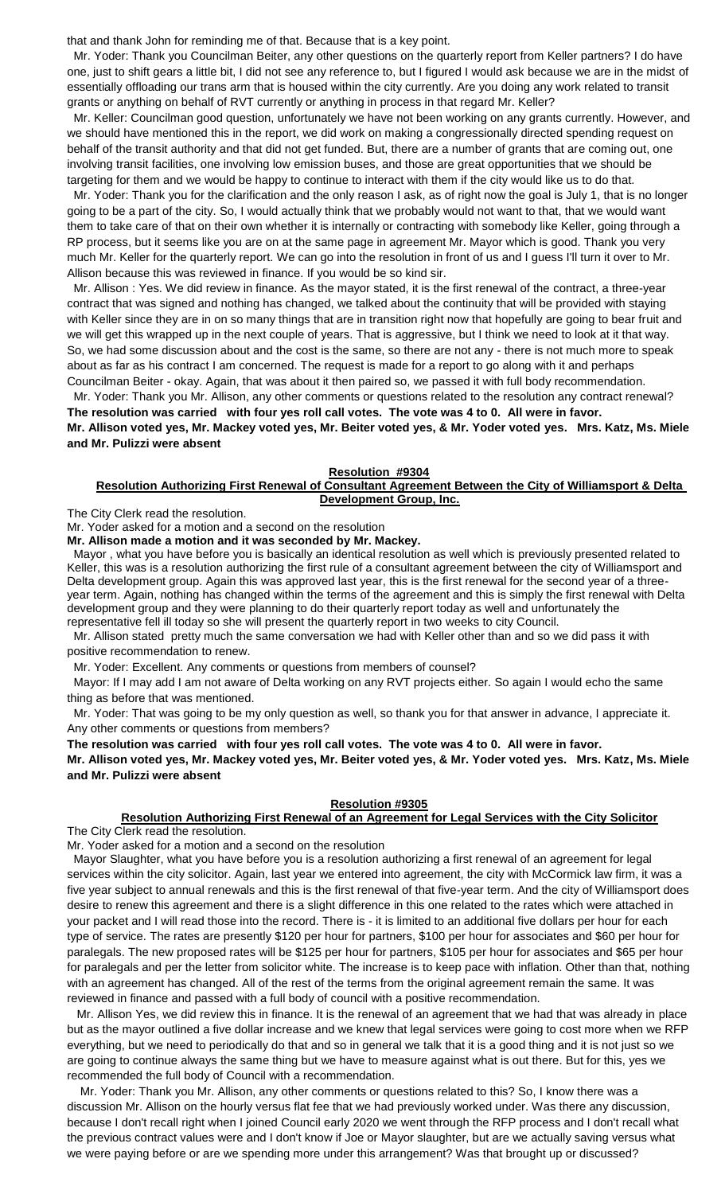that and thank John for reminding me of that. Because that is a key point.

Mr. Yoder: Thank you Councilman Beiter, any other questions on the quarterly report from Keller partners? I do have one, just to shift gears a little bit, I did not see any reference to, but I figured I would ask because we are in the midst of essentially offloading our trans arm that is housed within the city currently. Are you doing any work related to transit grants or anything on behalf of RVT currently or anything in process in that regard Mr. Keller?

Mr. Keller: Councilman good question, unfortunately we have not been working on any grants currently. However, and we should have mentioned this in the report, we did work on making a congressionally directed spending request on behalf of the transit authority and that did not get funded. But, there are a number of grants that are coming out, one involving transit facilities, one involving low emission buses, and those are great opportunities that we should be targeting for them and we would be happy to continue to interact with them if the city would like us to do that.

Mr. Yoder: Thank you for the clarification and the only reason I ask, as of right now the goal is July 1, that is no longer going to be a part of the city. So, I would actually think that we probably would not want to that, that we would want them to take care of that on their own whether it is internally or contracting with somebody like Keller, going through a RP process, but it seems like you are on at the same page in agreement Mr. Mayor which is good. Thank you very much Mr. Keller for the quarterly report. We can go into the resolution in front of us and I guess I'll turn it over to Mr. Allison because this was reviewed in finance. If you would be so kind sir.

Mr. Allison : Yes. We did review in finance. As the mayor stated, it is the first renewal of the contract, a three-year contract that was signed and nothing has changed, we talked about the continuity that will be provided with staying with Keller since they are in on so many things that are in transition right now that hopefully are going to bear fruit and we will get this wrapped up in the next couple of years. That is aggressive, but I think we need to look at it that way. So, we had some discussion about and the cost is the same, so there are not any - there is not much more to speak about as far as his contract I am concerned. The request is made for a report to go along with it and perhaps Councilman Beiter - okay. Again, that was about it then paired so, we passed it with full body recommendation.

Mr. Yoder: Thank you Mr. Allison, any other comments or questions related to the resolution any contract renewal?

**The resolution was carried with four yes roll call votes. The vote was 4 to 0. All were in favor.**
**Mr. Allison voted yes, Mr. Mackey voted yes, Mr. Beiter voted yes, & Mr. Yoder voted yes. Mrs. Katz, Ms. Miele and Mr. Pulizzi were absent**

**Resolution #9304**

**Resolution Authorizing First Renewal of Consultant Agreement Between the City of Williamsport & Delta Development Group, Inc.**

The City Clerk read the resolution.

Mr. Yoder asked for a motion and a second on the resolution

**Mr. Allison made a motion and it was seconded by Mr. Mackey.**

Mayor , what you have before you is basically an identical resolution as well which is previously presented related to Keller, this was is a resolution authorizing the first rule of a consultant agreement between the city of Williamsport and Delta development group. Again this was approved last year, this is the first renewal for the second year of a three-year term. Again, nothing has changed within the terms of the agreement and this is simply the first renewal with Delta development group and they were planning to do their quarterly report today as well and unfortunately the representative fell ill today so she will present the quarterly report in two weeks to city Council.

Mr. Allison stated pretty much the same conversation we had with Keller other than and so we did pass it with positive recommendation to renew.

Mr. Yoder: Excellent. Any comments or questions from members of counsel?

Mayor: If I may add I am not aware of Delta working on any RVT projects either. So again I would echo the same thing as before that was mentioned.

Mr. Yoder: That was going to be my only question as well, so thank you for that answer in advance, I appreciate it. Any other comments or questions from members?

**The resolution was carried with four yes roll call votes. The vote was 4 to 0. All were in favor.**
**Mr. Allison voted yes, Mr. Mackey voted yes, Mr. Beiter voted yes, & Mr. Yoder voted yes. Mrs. Katz, Ms. Miele and Mr. Pulizzi were absent**

**Resolution #9305**

**Resolution Authorizing First Renewal of an Agreement for Legal Services with the City Solicitor**

The City Clerk read the resolution.

Mr. Yoder asked for a motion and a second on the resolution

Mayor Slaughter, what you have before you is a resolution authorizing a first renewal of an agreement for legal services within the city solicitor. Again, last year we entered into agreement, the city with McCormick law firm, it was a five year subject to annual renewals and this is the first renewal of that five-year term. And the city of Williamsport does desire to renew this agreement and there is a slight difference in this one related to the rates which were attached in your packet and I will read those into the record. There is - it is limited to an additional five dollars per hour for each type of service. The rates are presently $120 per hour for partners, $100 per hour for associates and $60 per hour for paralegals. The new proposed rates will be $125 per hour for partners, $105 per hour for associates and $65 per hour for paralegals and per the letter from solicitor white. The increase is to keep pace with inflation. Other than that, nothing with an agreement has changed. All of the rest of the terms from the original agreement remain the same. It was reviewed in finance and passed with a full body of council with a positive recommendation.

Mr. Allison Yes, we did review this in finance. It is the renewal of an agreement that we had that was already in place but as the mayor outlined a five dollar increase and we knew that legal services were going to cost more when we RFP everything, but we need to periodically do that and so in general we talk that it is a good thing and it is not just so we are going to continue always the same thing but we have to measure against what is out there. But for this, yes we recommended the full body of Council with a recommendation.

Mr. Yoder: Thank you Mr. Allison, any other comments or questions related to this? So, I know there was a discussion Mr. Allison on the hourly versus flat fee that we had previously worked under. Was there any discussion, because I don't recall right when I joined Council early 2020 we went through the RFP process and I don't recall what the previous contract values were and I don't know if Joe or Mayor slaughter, but are we actually saving versus what we were paying before or are we spending more under this arrangement? Was that brought up or discussed?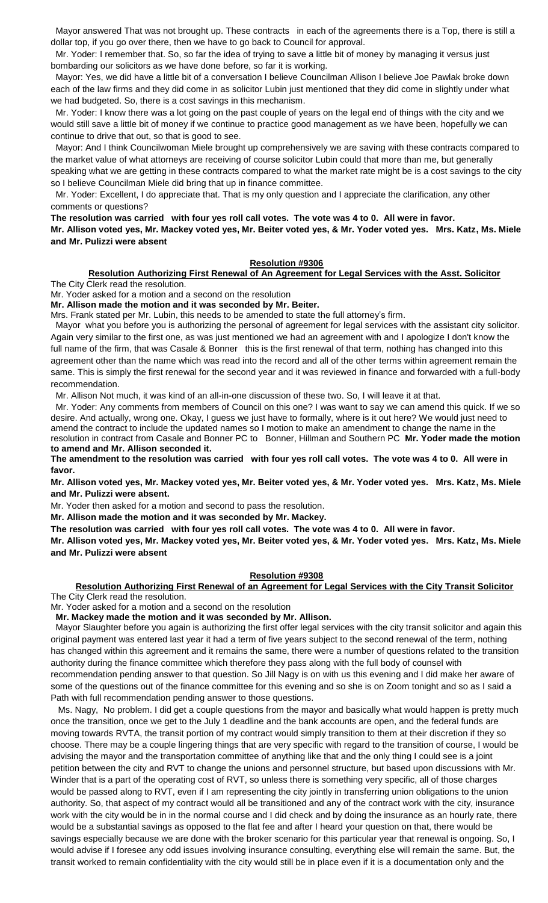Mayor answered That was not brought up. These contracts in each of the agreements there is a Top, there is still a dollar top, if you go over there, then we have to go back to Council for approval.

Mr. Yoder: I remember that. So, so far the idea of trying to save a little bit of money by managing it versus just bombarding our solicitors as we have done before, so far it is working.

Mayor: Yes, we did have a little bit of a conversation I believe Councilman Allison I believe Joe Pawlak broke down each of the law firms and they did come in as solicitor Lubin just mentioned that they did come in slightly under what we had budgeted. So, there is a cost savings in this mechanism.

Mr. Yoder: I know there was a lot going on the past couple of years on the legal end of things with the city and we would still save a little bit of money if we continue to practice good management as we have been, hopefully we can continue to drive that out, so that is good to see.

Mayor: And I think Councilwoman Miele brought up comprehensively we are saving with these contracts compared to the market value of what attorneys are receiving of course solicitor Lubin could that more than me, but generally speaking what we are getting in these contracts compared to what the market rate might be is a cost savings to the city so I believe Councilman Miele did bring that up in finance committee.

Mr. Yoder: Excellent, I do appreciate that. That is my only question and I appreciate the clarification, any other comments or questions?

**The resolution was carried with four yes roll call votes. The vote was 4 to 0. All were in favor.**

**Mr. Allison voted yes, Mr. Mackey voted yes, Mr. Beiter voted yes, & Mr. Yoder voted yes. Mrs. Katz, Ms. Miele and Mr. Pulizzi were absent**

**Resolution #9306**

**Resolution Authorizing First Renewal of An Agreement for Legal Services with the Asst. Solicitor**

The City Clerk read the resolution.

Mr. Yoder asked for a motion and a second on the resolution

**Mr. Allison made the motion and it was seconded by Mr. Beiter.**

Mrs. Frank stated per Mr. Lubin, this needs to be amended to state the full attorney's firm.

Mayor what you before you is authorizing the personal of agreement for legal services with the assistant city solicitor. Again very similar to the first one, as was just mentioned we had an agreement with and I apologize I don't know the full name of the firm, that was Casale & Bonner this is the first renewal of that term, nothing has changed into this agreement other than the name which was read into the record and all of the other terms within agreement remain the same. This is simply the first renewal for the second year and it was reviewed in finance and forwarded with a full-body recommendation.

Mr. Allison Not much, it was kind of an all-in-one discussion of these two. So, I will leave it at that.

Mr. Yoder: Any comments from members of Council on this one? I was want to say we can amend this quick. If we so desire. And actually, wrong one. Okay, I guess we just have to formally, where is it out here? We would just need to amend the contract to include the updated names so I motion to make an amendment to change the name in the resolution in contract from Casale and Bonner PC to Bonner, Hillman and Southern PC **Mr. Yoder made the motion to amend and Mr. Allison seconded it.**

**The amendment to the resolution was carried with four yes roll call votes. The vote was 4 to 0. All were in favor.**

**Mr. Allison voted yes, Mr. Mackey voted yes, Mr. Beiter voted yes, & Mr. Yoder voted yes. Mrs. Katz, Ms. Miele and Mr. Pulizzi were absent.**

Mr. Yoder then asked for a motion and second to pass the resolution.

**Mr. Allison made the motion and it was seconded by Mr. Mackey.**

**The resolution was carried with four yes roll call votes. The vote was 4 to 0. All were in favor.**

**Mr. Allison voted yes, Mr. Mackey voted yes, Mr. Beiter voted yes, & Mr. Yoder voted yes. Mrs. Katz, Ms. Miele and Mr. Pulizzi were absent**

**Resolution #9308**

**Resolution Authorizing First Renewal of an Agreement for Legal Services with the City Transit Solicitor**

The City Clerk read the resolution.

Mr. Yoder asked for a motion and a second on the resolution

**Mr. Mackey made the motion and it was seconded by Mr. Allison.**

Mayor Slaughter before you again is authorizing the first offer legal services with the city transit solicitor and again this original payment was entered last year it had a term of five years subject to the second renewal of the term, nothing has changed within this agreement and it remains the same, there were a number of questions related to the transition authority during the finance committee which therefore they pass along with the full body of counsel with recommendation pending answer to that question. So Jill Nagy is on with us this evening and I did make her aware of some of the questions out of the finance committee for this evening and so she is on Zoom tonight and so as I said a Path with full recommendation pending answer to those questions.

Ms. Nagy, No problem. I did get a couple questions from the mayor and basically what would happen is pretty much once the transition, once we get to the July 1 deadline and the bank accounts are open, and the federal funds are moving towards RVTA, the transit portion of my contract would simply transition to them at their discretion if they so choose. There may be a couple lingering things that are very specific with regard to the transition of course, I would be advising the mayor and the transportation committee of anything like that and the only thing I could see is a joint petition between the city and RVT to change the unions and personnel structure, but based upon discussions with Mr. Winder that is a part of the operating cost of RVT, so unless there is something very specific, all of those charges would be passed along to RVT, even if I am representing the city jointly in transferring union obligations to the union authority. So, that aspect of my contract would all be transitioned and any of the contract work with the city, insurance work with the city would be in in the normal course and I did check and by doing the insurance as an hourly rate, there would be a substantial savings as opposed to the flat fee and after I heard your question on that, there would be savings especially because we are done with the broker scenario for this particular year that renewal is ongoing. So, I would advise if I foresee any odd issues involving insurance consulting, everything else will remain the same. But, the transit worked to remain confidentiality with the city would still be in place even if it is a documentation only and the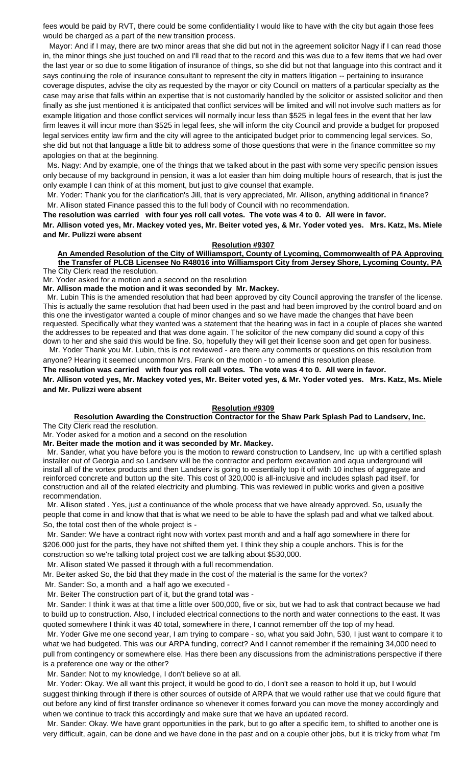fees would be paid by RVT, there could be some confidentiality I would like to have with the city but again those fees would be charged as a part of the new transition process.

Mayor: And if I may, there are two minor areas that she did but not in the agreement solicitor Nagy if I can read those in, the minor things she just touched on and I'll read that to the record and this was due to a few items that we had over the last year or so due to some litigation of insurance of things, so she did but not that language into this contract and it says continuing the role of insurance consultant to represent the city in matters litigation -- pertaining to insurance coverage disputes, advise the city as requested by the mayor or city Council on matters of a particular specialty as the case may arise that falls within an expertise that is not customarily handled by the solicitor or assisted solicitor and then finally as she just mentioned it is anticipated that conflict services will be limited and will not involve such matters as for example litigation and those conflict services will normally incur less than $525 in legal fees in the event that her law firm leaves it will incur more than $525 in legal fees, she will inform the city Council and provide a budget for proposed legal services entity law firm and the city will agree to the anticipated budget prior to commencing legal services. So, she did but not that language a little bit to address some of those questions that were in the finance committee so my apologies on that at the beginning.

Ms. Nagy: And by example, one of the things that we talked about in the past with some very specific pension issues only because of my background in pension, it was a lot easier than him doing multiple hours of research, that is just the only example I can think of at this moment, but just to give counsel that example.

Mr. Yoder: Thank you for the clarification's Jill, that is very appreciated, Mr. Allison, anything additional in finance?

Mr. Allison stated Finance passed this to the full body of Council with no recommendation.

**The resolution was carried with four yes roll call votes. The vote was 4 to 0. All were in favor.**

**Mr. Allison voted yes, Mr. Mackey voted yes, Mr. Beiter voted yes, & Mr. Yoder voted yes. Mrs. Katz, Ms. Miele and Mr. Pulizzi were absent**

**Resolution #9307**

**An Amended Resolution of the City of Williamsport, County of Lycoming, Commonwealth of PA Approving the Transfer of PLCB Licensee No R48016 into Williamsport City from Jersey Shore, Lycoming County, PA**

The City Clerk read the resolution.

Mr. Yoder asked for a motion and a second on the resolution

**Mr. Allison made the motion and it was seconded by Mr. Mackey.**

Mr. Lubin This is the amended resolution that had been approved by city Council approving the transfer of the license. This is actually the same resolution that had been used in the past and had been improved by the control board and on this one the investigator wanted a couple of minor changes and so we have made the changes that have been requested. Specifically what they wanted was a statement that the hearing was in fact in a couple of places she wanted the addresses to be repeated and that was done again. The solicitor of the new company did sound a copy of this down to her and she said this would be fine. So, hopefully they will get their license soon and get open for business.

Mr. Yoder Thank you Mr. Lubin, this is not reviewed - are there any comments or questions on this resolution from anyone? Hearing it seemed uncommon Mrs. Frank on the motion - to amend this resolution please.

**The resolution was carried with four yes roll call votes. The vote was 4 to 0. All were in favor.**

**Mr. Allison voted yes, Mr. Mackey voted yes, Mr. Beiter voted yes, & Mr. Yoder voted yes. Mrs. Katz, Ms. Miele and Mr. Pulizzi were absent**

**Resolution #9309**

**Resolution Awarding the Construction Contractor for the Shaw Park Splash Pad to Landserv, Inc.**

The City Clerk read the resolution.

Mr. Yoder asked for a motion and a second on the resolution

**Mr. Beiter made the motion and it was seconded by Mr. Mackey.**

Mr. Sander, what you have before you is the motion to reward construction to Landserv, Inc up with a certified splash installer out of Georgia and so Landserv will be the contractor and perform excavation and aqua underground will install all of the vortex products and then Landserv is going to essentially top it off with 10 inches of aggregate and reinforced concrete and button up the site. This cost of 320,000 is all-inclusive and includes splash pad itself, for construction and all of the related electricity and plumbing. This was reviewed in public works and given a positive recommendation.

Mr. Allison stated . Yes, just a continuance of the whole process that we have already approved. So, usually the people that come in and know that that is what we need to be able to have the splash pad and what we talked about. So, the total cost then of the whole project is -

Mr. Sander: We have a contract right now with vortex past month and and a half ago somewhere in there for $206,000 just for the parts, they have not shifted them yet. I think they ship a couple anchors. This is for the construction so we're talking total project cost we are talking about $530,000.

Mr. Allison stated We passed it through with a full recommendation.

Mr. Beiter asked So, the bid that they made in the cost of the material is the same for the vortex?

Mr. Sander: So, a month and a half ago we executed -

Mr. Beiter The construction part of it, but the grand total was -

Mr. Sander: I think it was at that time a little over 500,000, five or six, but we had to ask that contract because we had to build up to construction. Also, I included electrical connections to the north and water connections to the east. It was quoted somewhere I think it was 40 total, somewhere in there, I cannot remember off the top of my head.

Mr. Yoder Give me one second year, I am trying to compare - so, what you said John, 530, I just want to compare it to what we had budgeted. This was our ARPA funding, correct? And I cannot remember if the remaining 34,000 need to pull from contingency or somewhere else. Has there been any discussions from the administrations perspective if there is a preference one way or the other?

Mr. Sander: Not to my knowledge, I don't believe so at all.

Mr. Yoder: Okay. We all want this project, it would be good to do, I don't see a reason to hold it up, but I would suggest thinking through if there is other sources of outside of ARPA that we would rather use that we could figure that out before any kind of first transfer ordinance so whenever it comes forward you can move the money accordingly and when we continue to track this accordingly and make sure that we have an updated record.

Mr. Sander: Okay. We have grant opportunities in the park, but to go after a specific item, to shifted to another one is very difficult, again, can be done and we have done in the past and on a couple other jobs, but it is tricky from what I'm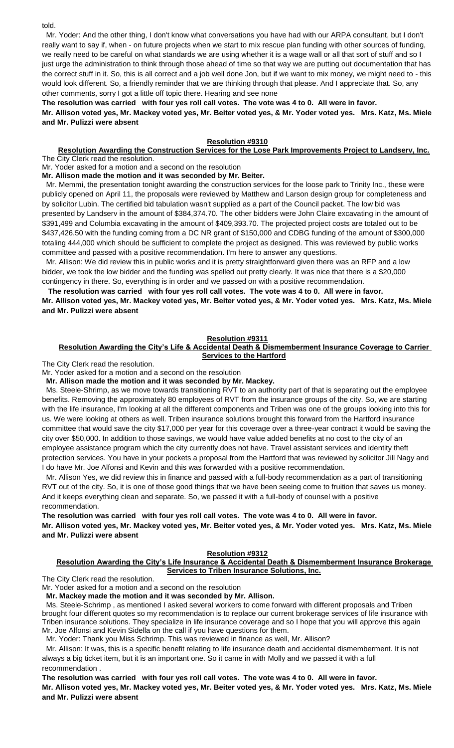told.

Mr. Yoder: And the other thing, I don't know what conversations you have had with our ARPA consultant, but I don't really want to say if, when - on future projects when we start to mix rescue plan funding with other sources of funding, we really need to be careful on what standards we are using whether it is a wage wall or all that sort of stuff and so I just urge the administration to think through those ahead of time so that way we are putting out documentation that has the correct stuff in it. So, this is all correct and a job well done Jon, but if we want to mix money, we might need to - this would look different. So, a friendly reminder that we are thinking through that please. And I appreciate that. So, any other comments, sorry I got a little off topic there. Hearing and see none

**The resolution was carried with four yes roll call votes. The vote was 4 to 0. All were in favor.**
**Mr. Allison voted yes, Mr. Mackey voted yes, Mr. Beiter voted yes, & Mr. Yoder voted yes. Mrs. Katz, Ms. Miele and Mr. Pulizzi were absent**

**Resolution #9310**

**Resolution Awarding the Construction Services for the Lose Park Improvements Project to Landserv, Inc.**

The City Clerk read the resolution.

Mr. Yoder asked for a motion and a second on the resolution

**Mr. Allison made the motion and it was seconded by Mr. Beiter.**

Mr. Memmi, the presentation tonight awarding the construction services for the loose park to Trinity Inc., these were publicly opened on April 11, the proposals were reviewed by Matthew and Larson design group for completeness and by solicitor Lubin. The certified bid tabulation wasn't supplied as a part of the Council packet. The low bid was presented by Landserv in the amount of $384,374.70. The other bidders were John Claire excavating in the amount of $391,499 and Columbia excavating in the amount of $409,393.70. The projected project costs are totaled out to be $437,426.50 with the funding coming from a DC NR grant of $150,000 and CDBG funding of the amount of $300,000 totaling 444,000 which should be sufficient to complete the project as designed. This was reviewed by public works committee and passed with a positive recommendation. I'm here to answer any questions.

Mr. Allison: We did review this in public works and it is pretty straightforward given there was an RFP and a low bidder, we took the low bidder and the funding was spelled out pretty clearly. It was nice that there is a $20,000 contingency in there. So, everything is in order and we passed on with a positive recommendation.

**The resolution was carried with four yes roll call votes. The vote was 4 to 0. All were in favor.**
**Mr. Allison voted yes, Mr. Mackey voted yes, Mr. Beiter voted yes, & Mr. Yoder voted yes. Mrs. Katz, Ms. Miele and Mr. Pulizzi were absent**

**Resolution #9311**

**Resolution Awarding the City's Life & Accidental Death & Dismemberment Insurance Coverage to Carrier Services to the Hartford**

The City Clerk read the resolution.

Mr. Yoder asked for a motion and a second on the resolution

**Mr. Allison made the motion and it was seconded by Mr. Mackey.**

Ms. Steele-Shrimp, as we move towards transitioning RVT to an authority part of that is separating out the employee benefits. Removing the approximately 80 employees of RVT from the insurance groups of the city. So, we are starting with the life insurance, I'm looking at all the different components and Triben was one of the groups looking into this for us. We were looking at others as well. Triben insurance solutions brought this forward from the Hartford insurance committee that would save the city $17,000 per year for this coverage over a three-year contract it would be saving the city over $50,000. In addition to those savings, we would have value added benefits at no cost to the city of an employee assistance program which the city currently does not have. Travel assistant services and identity theft protection services. You have in your pockets a proposal from the Hartford that was reviewed by solicitor Jill Nagy and I do have Mr. Joe Alfonsi and Kevin and this was forwarded with a positive recommendation.

Mr. Allison Yes, we did review this in finance and passed with a full-body recommendation as a part of transitioning RVT out of the city. So, it is one of those good things that we have been seeing come to fruition that saves us money. And it keeps everything clean and separate. So, we passed it with a full-body of counsel with a positive recommendation.

**The resolution was carried with four yes roll call votes. The vote was 4 to 0. All were in favor.**
**Mr. Allison voted yes, Mr. Mackey voted yes, Mr. Beiter voted yes, & Mr. Yoder voted yes. Mrs. Katz, Ms. Miele and Mr. Pulizzi were absent**

**Resolution #9312**

**Resolution Awarding the City's Life Insurance & Accidental Death & Dismemberment Insurance Brokerage Services to Triben Insurance Solutions, Inc.**

The City Clerk read the resolution.

Mr. Yoder asked for a motion and a second on the resolution

**Mr. Mackey made the motion and it was seconded by Mr. Allison.**

Ms. Steele-Schrimp , as mentioned I asked several workers to come forward with different proposals and Triben brought four different quotes so my recommendation is to replace our current brokerage services of life insurance with Triben insurance solutions. They specialize in life insurance coverage and so I hope that you will approve this again Mr. Joe Alfonsi and Kevin Sidella on the call if you have questions for them.

Mr. Yoder: Thank you Miss Schrimp. This was reviewed in finance as well, Mr. Allison?

Mr. Allison: It was, this is a specific benefit relating to life insurance death and accidental dismemberment. It is not always a big ticket item, but it is an important one. So it came in with Molly and we passed it with a full recommendation .

**The resolution was carried with four yes roll call votes. The vote was 4 to 0. All were in favor.**
**Mr. Allison voted yes, Mr. Mackey voted yes, Mr. Beiter voted yes, & Mr. Yoder voted yes. Mrs. Katz, Ms. Miele and Mr. Pulizzi were absent**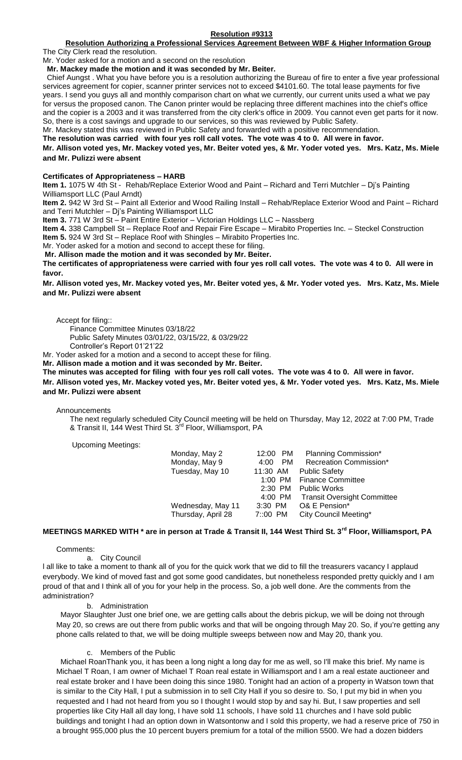**Resolution #9313**

**Resolution Authorizing a Professional Services Agreement Between WBF & Higher Information Group**

The City Clerk read the resolution.

Mr. Yoder asked for a motion and a second on the resolution

**Mr. Mackey made the motion and it was seconded by Mr. Beiter.**

Chief Aungst . What you have before you is a resolution authorizing the Bureau of fire to enter a five year professional services agreement for copier, scanner printer services not to exceed $4101.60. The total lease payments for five years. I send you guys all and monthly comparison chart on what we currently, our current units used a what we pay for versus the proposed canon. The Canon printer would be replacing three different machines into the chief's office and the copier is a 2003 and it was transferred from the city clerk's office in 2009. You cannot even get parts for it now. So, there is a cost savings and upgrade to our services, so this was reviewed by Public Safety.

Mr. Mackey stated this was reviewed in Public Safety and forwarded with a positive recommendation.

**The resolution was carried with four yes roll call votes. The vote was 4 to 0. All were in favor.**

**Mr. Allison voted yes, Mr. Mackey voted yes, Mr. Beiter voted yes, & Mr. Yoder voted yes. Mrs. Katz, Ms. Miele and Mr. Pulizzi were absent**

**Certificates of Appropriateness – HARB**

**Item 1.** 1075 W 4th St - Rehab/Replace Exterior Wood and Paint – Richard and Terri Mutchler – Dj's Painting Williamsport LLC (Paul Arndt)

**Item 2.** 942 W 3rd St – Paint all Exterior and Wood Railing Install – Rehab/Replace Exterior Wood and Paint – Richard and Terri Mutchler – Dj's Painting Williamsport LLC

**Item 3.** 771 W 3rd St – Paint Entire Exterior – Victorian Holdings LLC – Nassberg

**Item 4.** 338 Campbell St – Replace Roof and Repair Fire Escape – Mirabito Properties Inc. – Steckel Construction

**Item 5.** 924 W 3rd St – Replace Roof with Shingles – Mirabito Properties Inc.

Mr. Yoder asked for a motion and second to accept these for filing.

**Mr. Allison made the motion and it was seconded by Mr. Beiter.**

**The certificates of appropriateness were carried with four yes roll call votes. The vote was 4 to 0. All were in favor.**

**Mr. Allison voted yes, Mr. Mackey voted yes, Mr. Beiter voted yes, & Mr. Yoder voted yes. Mrs. Katz, Ms. Miele and Mr. Pulizzi were absent**

Accept for filing::

Finance Committee Minutes 03/18/22
Public Safety Minutes 03/01/22, 03/15/22, & 03/29/22
Controller's Report 01'21'22

Mr. Yoder asked for a motion and a second to accept these for filing.

**Mr. Allison made a motion and it was seconded by Mr. Beiter.**

**The minutes was accepted for filing with four yes roll call votes. The vote was 4 to 0. All were in favor.**

**Mr. Allison voted yes, Mr. Mackey voted yes, Mr. Beiter voted yes, & Mr. Yoder voted yes. Mrs. Katz, Ms. Miele and Mr. Pulizzi were absent**

Announcements

The next regularly scheduled City Council meeting will be held on Thursday, May 12, 2022 at 7:00 PM, Trade & Transit II, 144 West Third St. 3rd Floor, Williamsport, PA

Upcoming Meetings:

| | | |
|---|---|---|
| Monday, May 2 | 12:00 PM | Planning Commission* |
| Monday, May 9 | 4:00 PM | Recreation Commission* |
| Tuesday, May 10 | 11:30 AM | Public Safety |
| | 1:00 PM | Finance Committee |
| | 2:30 PM | Public Works |
| | 4:00 PM | Transit Oversight Committee |
| Wednesday, May 11 | 3:30 PM | O& E Pension* |
| Thursday, April 28 | 7::00 PM | City Council Meeting* |

**MEETINGS MARKED WITH * are in person at Trade & Transit II, 144 West Third St. 3rd Floor, Williamsport, PA**

Comments:

a. City Council

I all like to take a moment to thank all of you for the quick work that we did to fill the treasurers vacancy I applaud everybody. We kind of moved fast and got some good candidates, but nonetheless responded pretty quickly and I am proud of that and I think all of you for your help in the process. So, a job well done. Are the comments from the administration?

b. Administration

Mayor Slaughter Just one brief one, we are getting calls about the debris pickup, we will be doing not through May 20, so crews are out there from public works and that will be ongoing through May 20. So, if you're getting any phone calls related to that, we will be doing multiple sweeps between now and May 20, thank you.

c. Members of the Public

Michael RoanThank you, it has been a long night a long day for me as well, so I'll make this brief. My name is Michael T Roan, I am owner of Michael T Roan real estate in Williamsport and I am a real estate auctioneer and real estate broker and I have been doing this since 1980. Tonight had an action of a property in Watson town that is similar to the City Hall, I put a submission in to sell City Hall if you so desire to. So, I put my bid in when you requested and I had not heard from you so I thought I would stop by and say hi. But, I saw properties and sell properties like City Hall all day long, I have sold 11 schools, I have sold 11 churches and I have sold public buildings and tonight I had an option down in Watsontonw and I sold this property, we had a reserve price of 750 in a brought 955,000 plus the 10 percent buyers premium for a total of the million 5500. We had a dozen bidders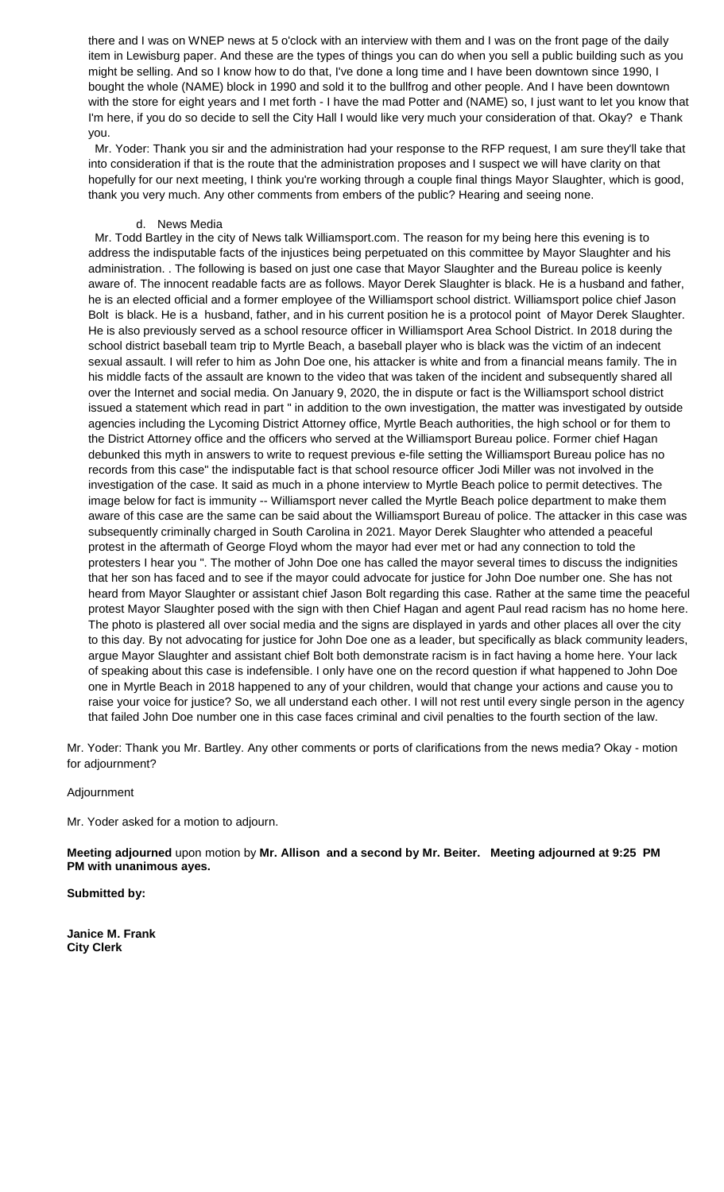there and I was on WNEP news at 5 o'clock with an interview with them and I was on the front page of the daily item in Lewisburg paper. And these are the types of things you can do when you sell a public building such as you might be selling. And so I know how to do that, I've done a long time and I have been downtown since 1990, I bought the whole (NAME) block in 1990 and sold it to the bullfrog and other people. And I have been downtown with the store for eight years and I met forth - I have the mad Potter and (NAME) so, I just want to let you know that I'm here, if you do so decide to sell the City Hall I would like very much your consideration of that. Okay? e Thank you.

Mr. Yoder: Thank you sir and the administration had your response to the RFP request, I am sure they'll take that into consideration if that is the route that the administration proposes and I suspect we will have clarity on that hopefully for our next meeting, I think you're working through a couple final things Mayor Slaughter, which is good, thank you very much. Any other comments from embers of the public? Hearing and seeing none.

d. News Media

Mr. Todd Bartley in the city of News talk Williamsport.com. The reason for my being here this evening is to address the indisputable facts of the injustices being perpetuated on this committee by Mayor Slaughter and his administration. . The following is based on just one case that Mayor Slaughter and the Bureau police is keenly aware of. The innocent readable facts are as follows. Mayor Derek Slaughter is black. He is a husband and father, he is an elected official and a former employee of the Williamsport school district. Williamsport police chief Jason Bolt is black. He is a husband, father, and in his current position he is a protocol point of Mayor Derek Slaughter. He is also previously served as a school resource officer in Williamsport Area School District. In 2018 during the school district baseball team trip to Myrtle Beach, a baseball player who is black was the victim of an indecent sexual assault. I will refer to him as John Doe one, his attacker is white and from a financial means family. The in his middle facts of the assault are known to the video that was taken of the incident and subsequently shared all over the Internet and social media. On January 9, 2020, the in dispute or fact is the Williamsport school district issued a statement which read in part " in addition to the own investigation, the matter was investigated by outside agencies including the Lycoming District Attorney office, Myrtle Beach authorities, the high school or for them to the District Attorney office and the officers who served at the Williamsport Bureau police. Former chief Hagan debunked this myth in answers to write to request previous e-file setting the Williamsport Bureau police has no records from this case" the indisputable fact is that school resource officer Jodi Miller was not involved in the investigation of the case. It said as much in a phone interview to Myrtle Beach police to permit detectives. The image below for fact is immunity -- Williamsport never called the Myrtle Beach police department to make them aware of this case are the same can be said about the Williamsport Bureau of police. The attacker in this case was subsequently criminally charged in South Carolina in 2021. Mayor Derek Slaughter who attended a peaceful protest in the aftermath of George Floyd whom the mayor had ever met or had any connection to told the protesters I hear you ". The mother of John Doe one has called the mayor several times to discuss the indignities that her son has faced and to see if the mayor could advocate for justice for John Doe number one. She has not heard from Mayor Slaughter or assistant chief Jason Bolt regarding this case. Rather at the same time the peaceful protest Mayor Slaughter posed with the sign with then Chief Hagan and agent Paul read racism has no home here. The photo is plastered all over social media and the signs are displayed in yards and other places all over the city to this day. By not advocating for justice for John Doe one as a leader, but specifically as black community leaders, argue Mayor Slaughter and assistant chief Bolt both demonstrate racism is in fact having a home here. Your lack of speaking about this case is indefensible. I only have one on the record question if what happened to John Doe one in Myrtle Beach in 2018 happened to any of your children, would that change your actions and cause you to raise your voice for justice? So, we all understand each other. I will not rest until every single person in the agency that failed John Doe number one in this case faces criminal and civil penalties to the fourth section of the law.

Mr. Yoder: Thank you Mr. Bartley. Any other comments or ports of clarifications from the news media? Okay - motion for adjournment?

Adjournment

Mr. Yoder asked for a motion to adjourn.

**Meeting adjourned** upon motion by **Mr. Allison and a second by Mr. Beiter. Meeting adjourned at 9:25 PM PM with unanimous ayes.**

**Submitted by:**

**Janice M. Frank**
**City Clerk**